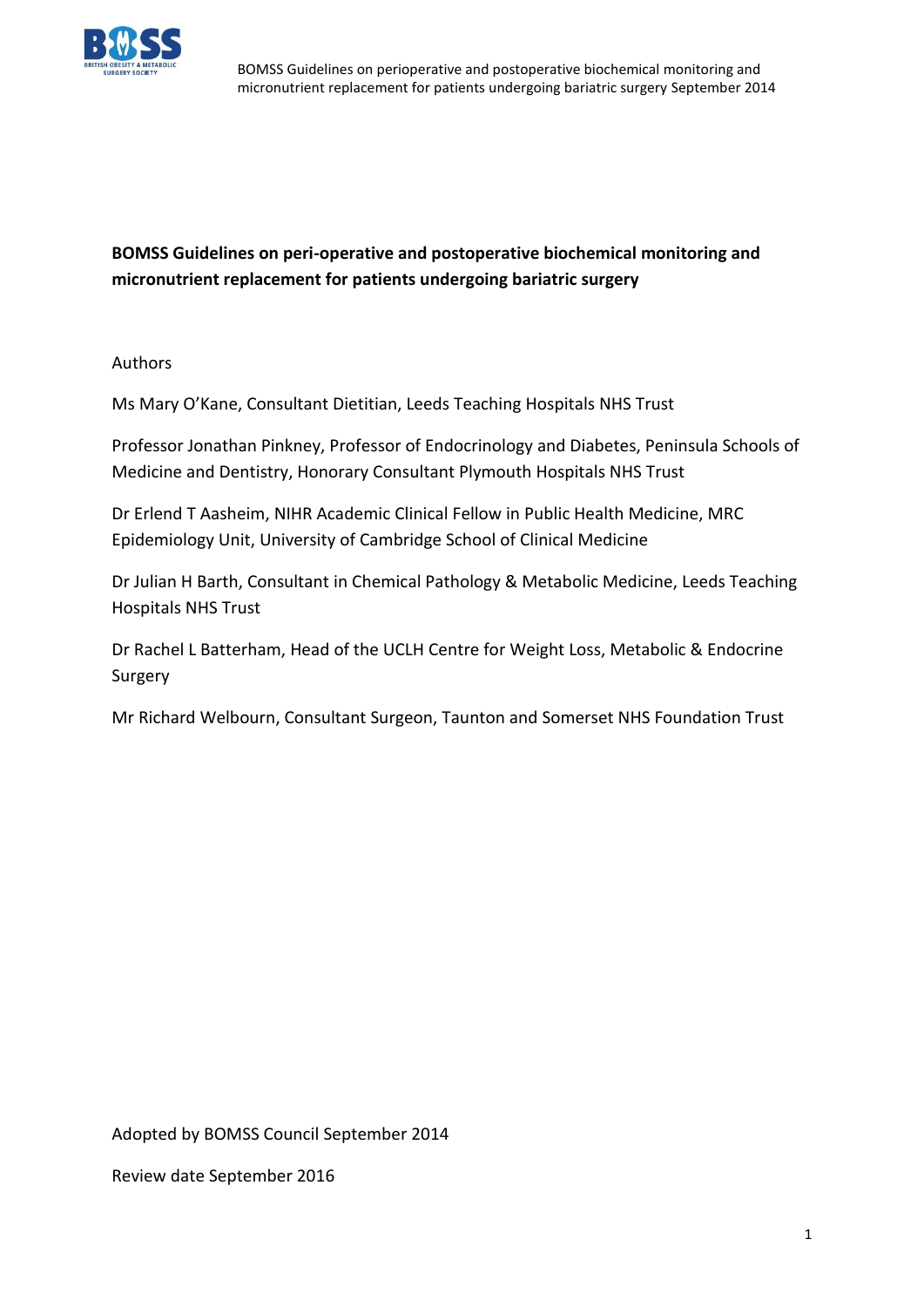**BOMSS Guidelines on peri-operative and postoperative biochemical monitoring and micronutrient replacement for patients undergoing bariatric surgery**

Authors

Ms Mary O'Kane, Consultant Dietitian, Leeds Teaching Hospitals NHS Trust

Professor Jonathan Pinkney, Professor of Endocrinology and Diabetes, Peninsula Schools of Medicine and Dentistry, Honorary Consultant Plymouth Hospitals NHS Trust

Dr Erlend T Aasheim, NIHR Academic Clinical Fellow in Public Health Medicine, MRC Epidemiology Unit, University of Cambridge School of Clinical Medicine

Dr Julian H Barth, Consultant in Chemical Pathology & Metabolic Medicine, Leeds Teaching Hospitals NHS Trust

Dr Rachel L Batterham, Head of the UCLH Centre for Weight Loss, Metabolic & Endocrine Surgery

Mr Richard Welbourn, Consultant Surgeon, Taunton and Somerset NHS Foundation Trust

Adopted by BOMSS Council September 2014

Review date September 2016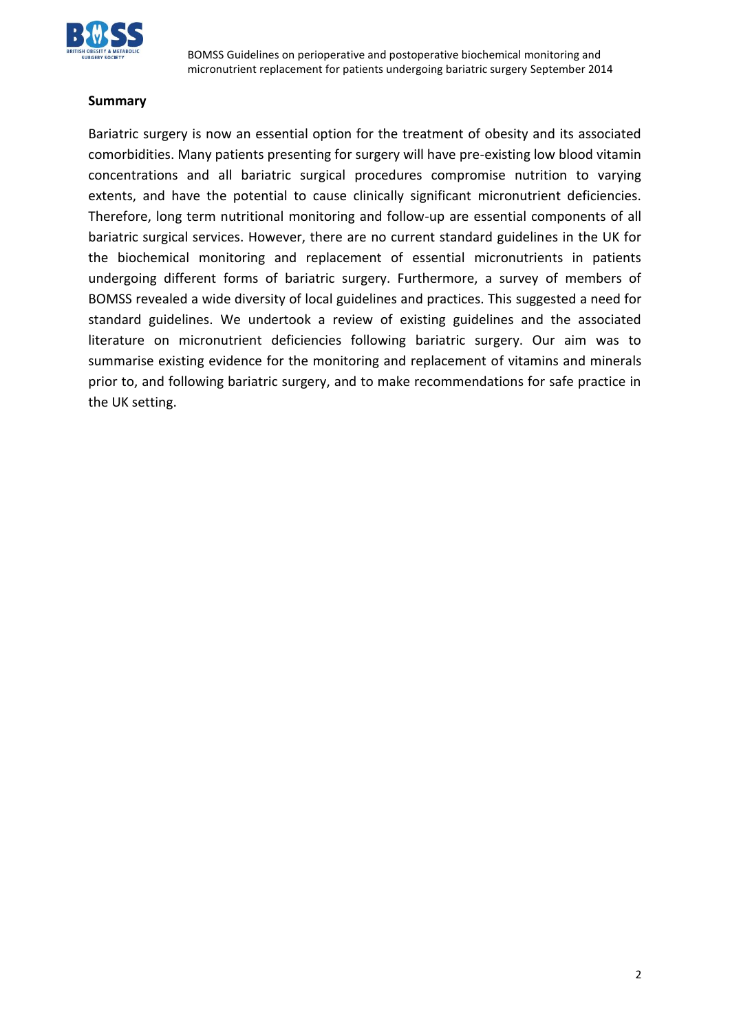## Summary

Bariatric surgery is now an essential option for the treatment of obesity and its associated comorbidities. Many patients presenting for surgery will have pre-existing low blood vitamin concentrations and all bariatric surgical procedures compromise nutrition to varying extents, and have the potential to cause clinically significant micronutrient deficiencies. Therefore, long term nutritional monitoring and follow-up are essential components of all bariatric surgical services. However, there are no current standard guidelines in the UK for the biochemical monitoring and replacement of essential micronutrients in patients undergoing different forms of bariatric surgery. Furthermore, a survey of members of BOMSS revealed a wide diversity of local guidelines and practices. This suggested a need for standard guidelines. We undertook a review of existing guidelines and the associated literature on micronutrient deficiencies following bariatric surgery. Our aim was to summarise existing evidence for the monitoring and replacement of vitamins and minerals prior to, and following bariatric surgery, and to make recommendations for safe practice in the UK setting.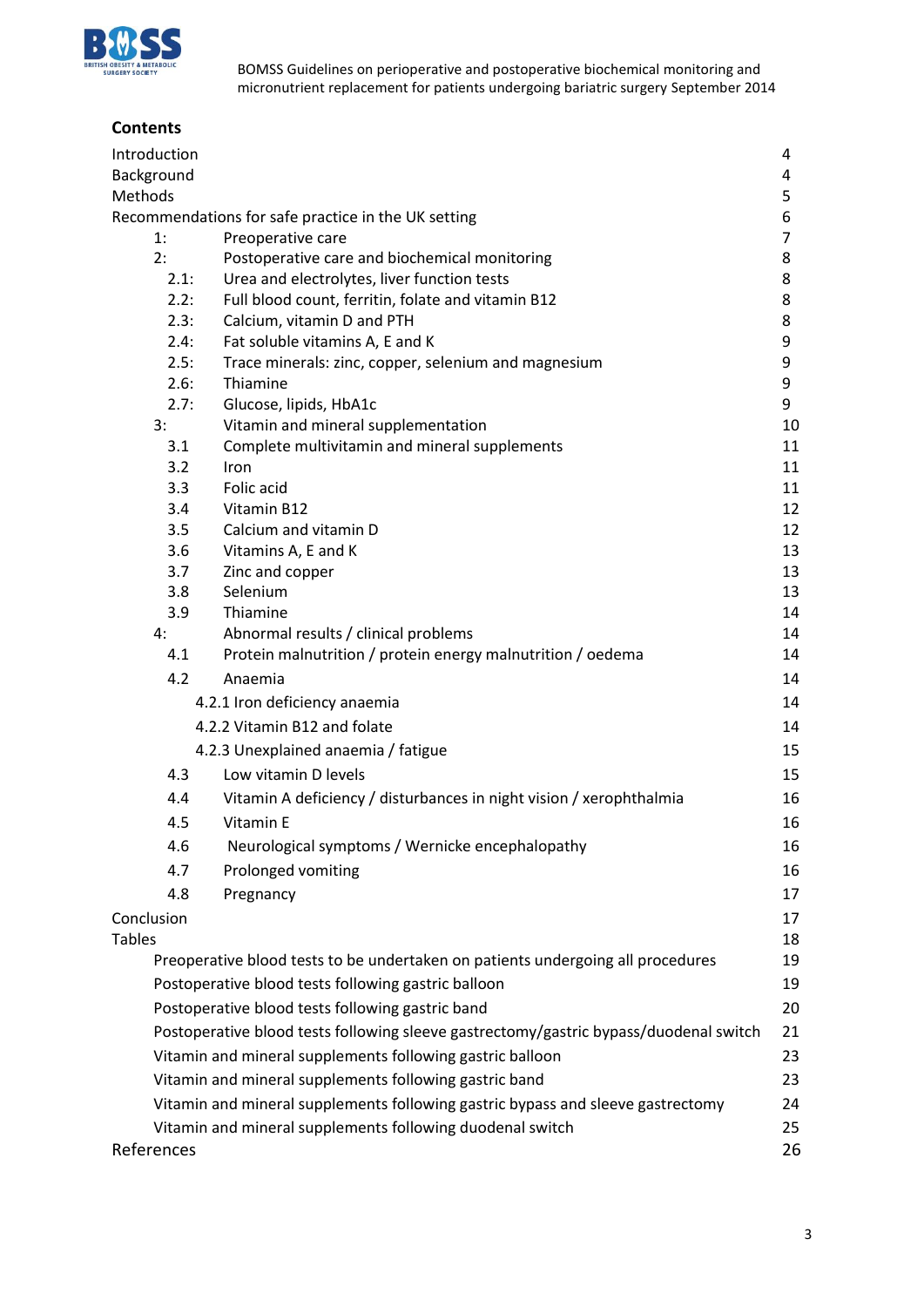## Contents

| | |
|---|---|
| Introduction | 4 |
| Background | 4 |
| Methods | 5 |
| Recommendations for safe practice in the UK setting | 6 |
| 1: Preoperative care | 7 |
| 2: Postoperative care and biochemical monitoring | 8 |
| 2.1: Urea and electrolytes, liver function tests | 8 |
| 2.2: Full blood count, ferritin, folate and vitamin B12 | 8 |
| 2.3: Calcium, vitamin D and PTH | 8 |
| 2.4: Fat soluble vitamins A, E and K | 9 |
| 2.5: Trace minerals: zinc, copper, selenium and magnesium | 9 |
| 2.6: Thiamine | 9 |
| 2.7: Glucose, lipids, HbA1c | 9 |
| 3: Vitamin and mineral supplementation | 10 |
| 3.1 Complete multivitamin and mineral supplements | 11 |
| 3.2 Iron | 11 |
| 3.3 Folic acid | 11 |
| 3.4 Vitamin B12 | 12 |
| 3.5 Calcium and vitamin D | 12 |
| 3.6 Vitamins A, E and K | 13 |
| 3.7 Zinc and copper | 13 |
| 3.8 Selenium | 13 |
| 3.9 Thiamine | 14 |
| 4: Abnormal results / clinical problems | 14 |
| 4.1 Protein malnutrition / protein energy malnutrition / oedema | 14 |
| 4.2 Anaemia | 14 |
| 4.2.1 Iron deficiency anaemia | 14 |
| 4.2.2 Vitamin B12 and folate | 14 |
| 4.2.3 Unexplained anaemia / fatigue | 15 |
| 4.3 Low vitamin D levels | 15 |
| 4.4 Vitamin A deficiency / disturbances in night vision / xerophthalmia | 16 |
| 4.5 Vitamin E | 16 |
| 4.6 Neurological symptoms / Wernicke encephalopathy | 16 |
| 4.7 Prolonged vomiting | 16 |
| 4.8 Pregnancy | 17 |
| Conclusion | 17 |
| Tables | 18 |
| Preoperative blood tests to be undertaken on patients undergoing all procedures | 19 |
| Postoperative blood tests following gastric balloon | 19 |
| Postoperative blood tests following gastric band | 20 |
| Postoperative blood tests following sleeve gastrectomy/gastric bypass/duodenal switch | 21 |
| Vitamin and mineral supplements following gastric balloon | 23 |
| Vitamin and mineral supplements following gastric band | 23 |
| Vitamin and mineral supplements following gastric bypass and sleeve gastrectomy | 24 |
| Vitamin and mineral supplements following duodenal switch | 25 |
| References | 26 |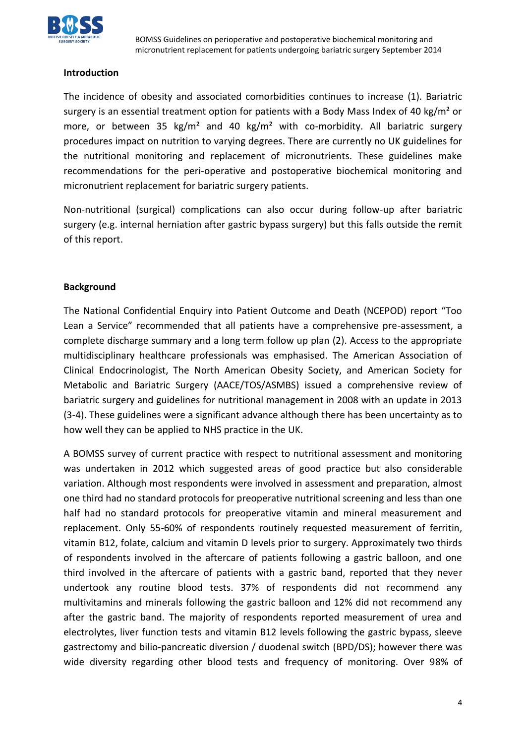**Introduction**

The incidence of obesity and associated comorbidities continues to increase (1). Bariatric surgery is an essential treatment option for patients with a Body Mass Index of 40 kg/m² or more, or between 35 kg/m² and 40 kg/m² with co-morbidity. All bariatric surgery procedures impact on nutrition to varying degrees. There are currently no UK guidelines for the nutritional monitoring and replacement of micronutrients. These guidelines make recommendations for the peri-operative and postoperative biochemical monitoring and micronutrient replacement for bariatric surgery patients.

Non-nutritional (surgical) complications can also occur during follow-up after bariatric surgery (e.g. internal herniation after gastric bypass surgery) but this falls outside the remit of this report.

**Background**

The National Confidential Enquiry into Patient Outcome and Death (NCEPOD) report "Too Lean a Service" recommended that all patients have a comprehensive pre-assessment, a complete discharge summary and a long term follow up plan (2). Access to the appropriate multidisciplinary healthcare professionals was emphasised. The American Association of Clinical Endocrinologist, The North American Obesity Society, and American Society for Metabolic and Bariatric Surgery (AACE/TOS/ASMBS) issued a comprehensive review of bariatric surgery and guidelines for nutritional management in 2008 with an update in 2013 (3-4). These guidelines were a significant advance although there has been uncertainty as to how well they can be applied to NHS practice in the UK.

A BOMSS survey of current practice with respect to nutritional assessment and monitoring was undertaken in 2012 which suggested areas of good practice but also considerable variation. Although most respondents were involved in assessment and preparation, almost one third had no standard protocols for preoperative nutritional screening and less than one half had no standard protocols for preoperative vitamin and mineral measurement and replacement. Only 55-60% of respondents routinely requested measurement of ferritin, vitamin B12, folate, calcium and vitamin D levels prior to surgery. Approximately two thirds of respondents involved in the aftercare of patients following a gastric balloon, and one third involved in the aftercare of patients with a gastric band, reported that they never undertook any routine blood tests. 37% of respondents did not recommend any multivitamins and minerals following the gastric balloon and 12% did not recommend any after the gastric band. The majority of respondents reported measurement of urea and electrolytes, liver function tests and vitamin B12 levels following the gastric bypass, sleeve gastrectomy and bilio-pancreatic diversion / duodenal switch (BPD/DS); however there was wide diversity regarding other blood tests and frequency of monitoring. Over 98% of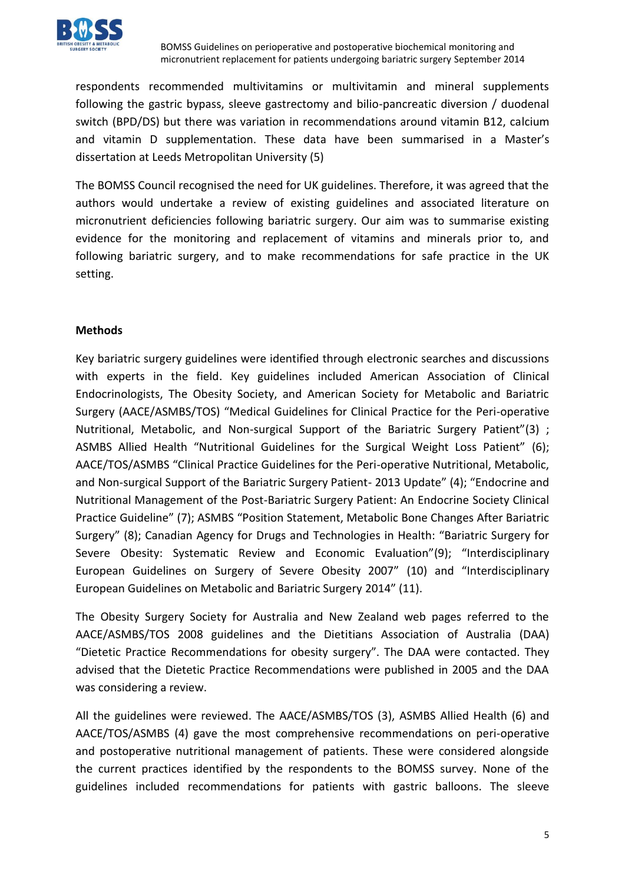respondents recommended multivitamins or multivitamin and mineral supplements following the gastric bypass, sleeve gastrectomy and bilio-pancreatic diversion / duodenal switch (BPD/DS) but there was variation in recommendations around vitamin B12, calcium and vitamin D supplementation. These data have been summarised in a Master's dissertation at Leeds Metropolitan University (5)

The BOMSS Council recognised the need for UK guidelines. Therefore, it was agreed that the authors would undertake a review of existing guidelines and associated literature on micronutrient deficiencies following bariatric surgery. Our aim was to summarise existing evidence for the monitoring and replacement of vitamins and minerals prior to, and following bariatric surgery, and to make recommendations for safe practice in the UK setting.

**Methods**

Key bariatric surgery guidelines were identified through electronic searches and discussions with experts in the field. Key guidelines included American Association of Clinical Endocrinologists, The Obesity Society, and American Society for Metabolic and Bariatric Surgery (AACE/ASMBS/TOS) "Medical Guidelines for Clinical Practice for the Peri-operative Nutritional, Metabolic, and Non-surgical Support of the Bariatric Surgery Patient"(3) ; ASMBS Allied Health "Nutritional Guidelines for the Surgical Weight Loss Patient" (6); AACE/TOS/ASMBS "Clinical Practice Guidelines for the Peri-operative Nutritional, Metabolic, and Non-surgical Support of the Bariatric Surgery Patient- 2013 Update" (4); "Endocrine and Nutritional Management of the Post-Bariatric Surgery Patient: An Endocrine Society Clinical Practice Guideline" (7); ASMBS "Position Statement, Metabolic Bone Changes After Bariatric Surgery" (8); Canadian Agency for Drugs and Technologies in Health: "Bariatric Surgery for Severe Obesity: Systematic Review and Economic Evaluation"(9); "Interdisciplinary European Guidelines on Surgery of Severe Obesity 2007" (10) and "Interdisciplinary European Guidelines on Metabolic and Bariatric Surgery 2014" (11).

The Obesity Surgery Society for Australia and New Zealand web pages referred to the AACE/ASMBS/TOS 2008 guidelines and the Dietitians Association of Australia (DAA) "Dietetic Practice Recommendations for obesity surgery". The DAA were contacted. They advised that the Dietetic Practice Recommendations were published in 2005 and the DAA was considering a review.

All the guidelines were reviewed. The AACE/ASMBS/TOS (3), ASMBS Allied Health (6) and AACE/TOS/ASMBS (4) gave the most comprehensive recommendations on peri-operative and postoperative nutritional management of patients. These were considered alongside the current practices identified by the respondents to the BOMSS survey. None of the guidelines included recommendations for patients with gastric balloons. The sleeve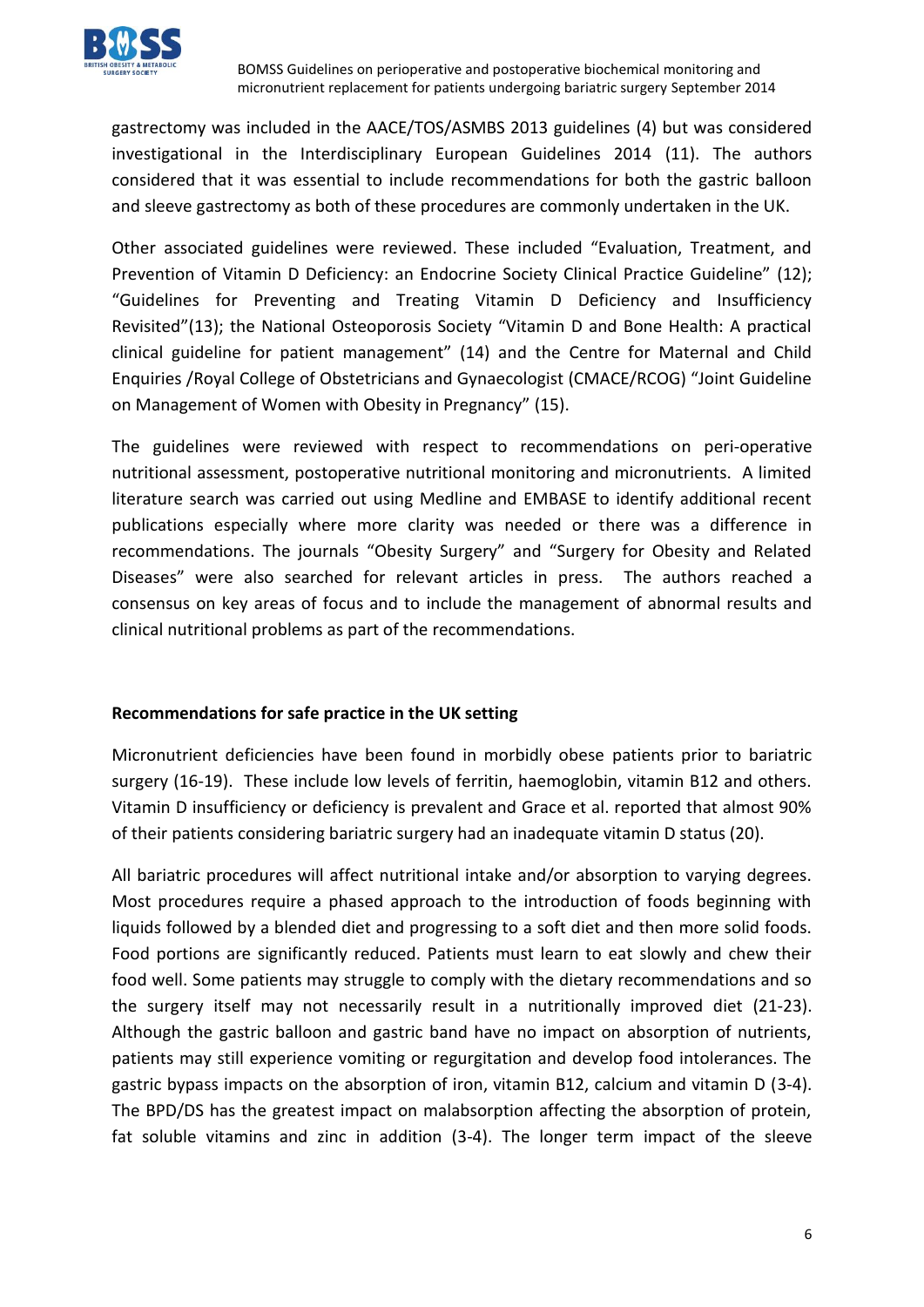gastrectomy was included in the AACE/TOS/ASMBS 2013 guidelines (4) but was considered investigational in the Interdisciplinary European Guidelines 2014 (11). The authors considered that it was essential to include recommendations for both the gastric balloon and sleeve gastrectomy as both of these procedures are commonly undertaken in the UK.

Other associated guidelines were reviewed. These included "Evaluation, Treatment, and Prevention of Vitamin D Deficiency: an Endocrine Society Clinical Practice Guideline" (12); "Guidelines for Preventing and Treating Vitamin D Deficiency and Insufficiency Revisited"(13); the National Osteoporosis Society "Vitamin D and Bone Health: A practical clinical guideline for patient management" (14) and the Centre for Maternal and Child Enquiries /Royal College of Obstetricians and Gynaecologist (CMACE/RCOG) "Joint Guideline on Management of Women with Obesity in Pregnancy" (15).

The guidelines were reviewed with respect to recommendations on peri-operative nutritional assessment, postoperative nutritional monitoring and micronutrients. A limited literature search was carried out using Medline and EMBASE to identify additional recent publications especially where more clarity was needed or there was a difference in recommendations. The journals "Obesity Surgery" and "Surgery for Obesity and Related Diseases" were also searched for relevant articles in press. The authors reached a consensus on key areas of focus and to include the management of abnormal results and clinical nutritional problems as part of the recommendations.

**Recommendations for safe practice in the UK setting**

Micronutrient deficiencies have been found in morbidly obese patients prior to bariatric surgery (16-19). These include low levels of ferritin, haemoglobin, vitamin B12 and others. Vitamin D insufficiency or deficiency is prevalent and Grace et al. reported that almost 90% of their patients considering bariatric surgery had an inadequate vitamin D status (20).

All bariatric procedures will affect nutritional intake and/or absorption to varying degrees. Most procedures require a phased approach to the introduction of foods beginning with liquids followed by a blended diet and progressing to a soft diet and then more solid foods. Food portions are significantly reduced. Patients must learn to eat slowly and chew their food well. Some patients may struggle to comply with the dietary recommendations and so the surgery itself may not necessarily result in a nutritionally improved diet (21-23). Although the gastric balloon and gastric band have no impact on absorption of nutrients, patients may still experience vomiting or regurgitation and develop food intolerances. The gastric bypass impacts on the absorption of iron, vitamin B12, calcium and vitamin D (3-4). The BPD/DS has the greatest impact on malabsorption affecting the absorption of protein, fat soluble vitamins and zinc in addition (3-4). The longer term impact of the sleeve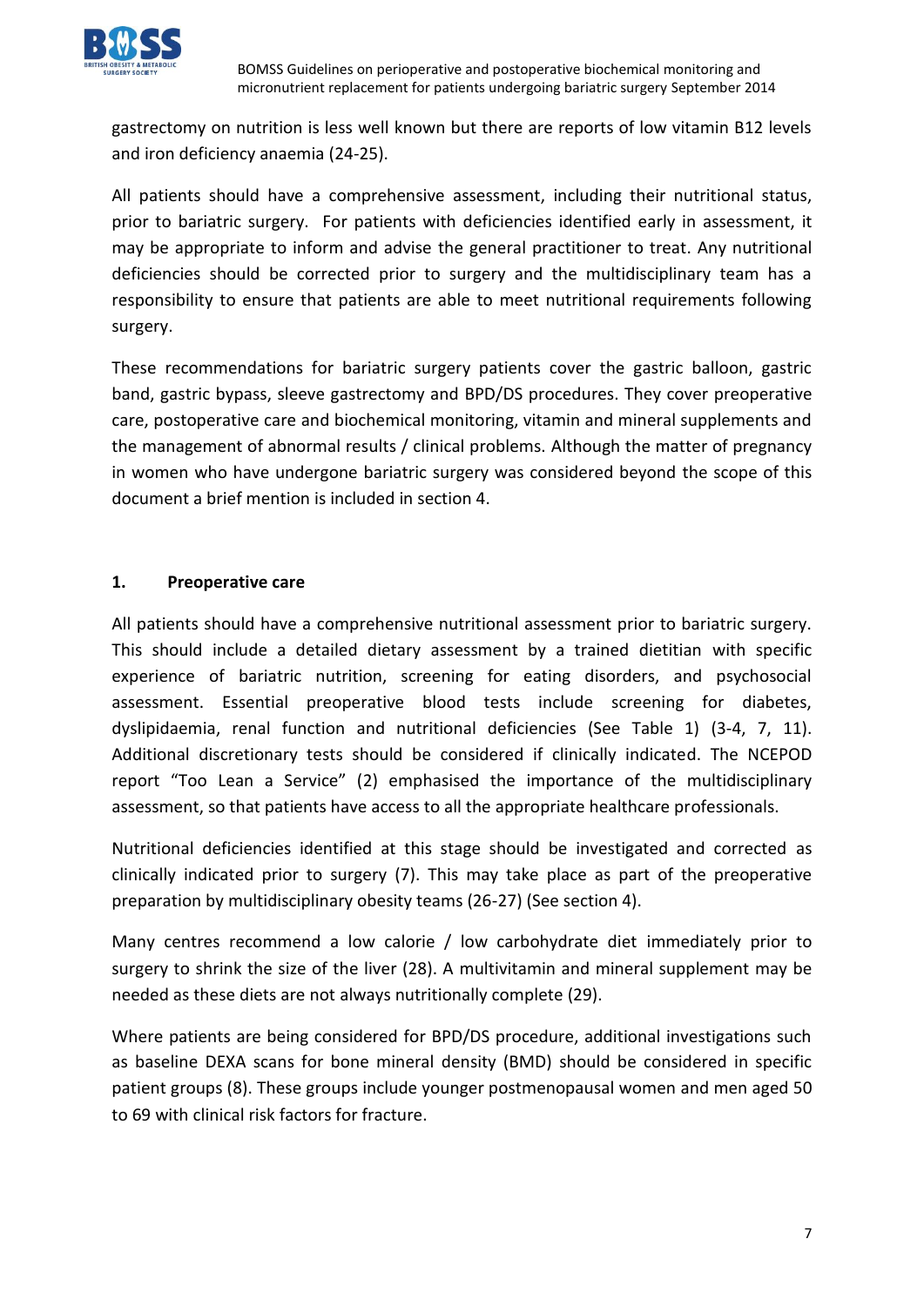gastrectomy on nutrition is less well known but there are reports of low vitamin B12 levels and iron deficiency anaemia (24-25).

All patients should have a comprehensive assessment, including their nutritional status, prior to bariatric surgery. For patients with deficiencies identified early in assessment, it may be appropriate to inform and advise the general practitioner to treat. Any nutritional deficiencies should be corrected prior to surgery and the multidisciplinary team has a responsibility to ensure that patients are able to meet nutritional requirements following surgery.

These recommendations for bariatric surgery patients cover the gastric balloon, gastric band, gastric bypass, sleeve gastrectomy and BPD/DS procedures. They cover preoperative care, postoperative care and biochemical monitoring, vitamin and mineral supplements and the management of abnormal results / clinical problems. Although the matter of pregnancy in women who have undergone bariatric surgery was considered beyond the scope of this document a brief mention is included in section 4.

## 1. Preoperative care

All patients should have a comprehensive nutritional assessment prior to bariatric surgery. This should include a detailed dietary assessment by a trained dietitian with specific experience of bariatric nutrition, screening for eating disorders, and psychosocial assessment. Essential preoperative blood tests include screening for diabetes, dyslipidaemia, renal function and nutritional deficiencies (See Table 1) (3-4, 7, 11). Additional discretionary tests should be considered if clinically indicated. The NCEPOD report "Too Lean a Service" (2) emphasised the importance of the multidisciplinary assessment, so that patients have access to all the appropriate healthcare professionals.

Nutritional deficiencies identified at this stage should be investigated and corrected as clinically indicated prior to surgery (7). This may take place as part of the preoperative preparation by multidisciplinary obesity teams (26-27) (See section 4).

Many centres recommend a low calorie / low carbohydrate diet immediately prior to surgery to shrink the size of the liver (28). A multivitamin and mineral supplement may be needed as these diets are not always nutritionally complete (29).

Where patients are being considered for BPD/DS procedure, additional investigations such as baseline DEXA scans for bone mineral density (BMD) should be considered in specific patient groups (8). These groups include younger postmenopausal women and men aged 50 to 69 with clinical risk factors for fracture.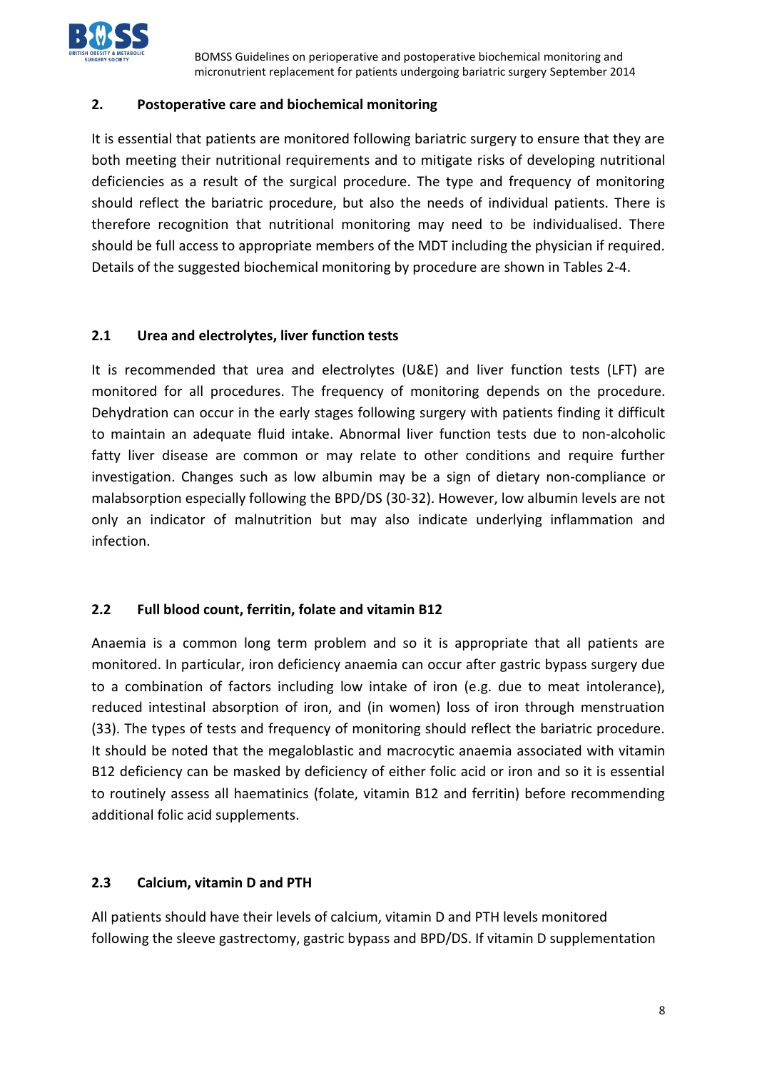## 2. Postoperative care and biochemical monitoring

It is essential that patients are monitored following bariatric surgery to ensure that they are both meeting their nutritional requirements and to mitigate risks of developing nutritional deficiencies as a result of the surgical procedure. The type and frequency of monitoring should reflect the bariatric procedure, but also the needs of individual patients. There is therefore recognition that nutritional monitoring may need to be individualised. There should be full access to appropriate members of the MDT including the physician if required. Details of the suggested biochemical monitoring by procedure are shown in Tables 2-4.

### 2.1 Urea and electrolytes, liver function tests

It is recommended that urea and electrolytes (U&E) and liver function tests (LFT) are monitored for all procedures. The frequency of monitoring depends on the procedure. Dehydration can occur in the early stages following surgery with patients finding it difficult to maintain an adequate fluid intake. Abnormal liver function tests due to non-alcoholic fatty liver disease are common or may relate to other conditions and require further investigation. Changes such as low albumin may be a sign of dietary non-compliance or malabsorption especially following the BPD/DS (30-32). However, low albumin levels are not only an indicator of malnutrition but may also indicate underlying inflammation and infection.

### 2.2 Full blood count, ferritin, folate and vitamin B12

Anaemia is a common long term problem and so it is appropriate that all patients are monitored. In particular, iron deficiency anaemia can occur after gastric bypass surgery due to a combination of factors including low intake of iron (e.g. due to meat intolerance), reduced intestinal absorption of iron, and (in women) loss of iron through menstruation (33). The types of tests and frequency of monitoring should reflect the bariatric procedure. It should be noted that the megaloblastic and macrocytic anaemia associated with vitamin B12 deficiency can be masked by deficiency of either folic acid or iron and so it is essential to routinely assess all haematinics (folate, vitamin B12 and ferritin) before recommending additional folic acid supplements.

### 2.3 Calcium, vitamin D and PTH

All patients should have their levels of calcium, vitamin D and PTH levels monitored following the sleeve gastrectomy, gastric bypass and BPD/DS. If vitamin D supplementation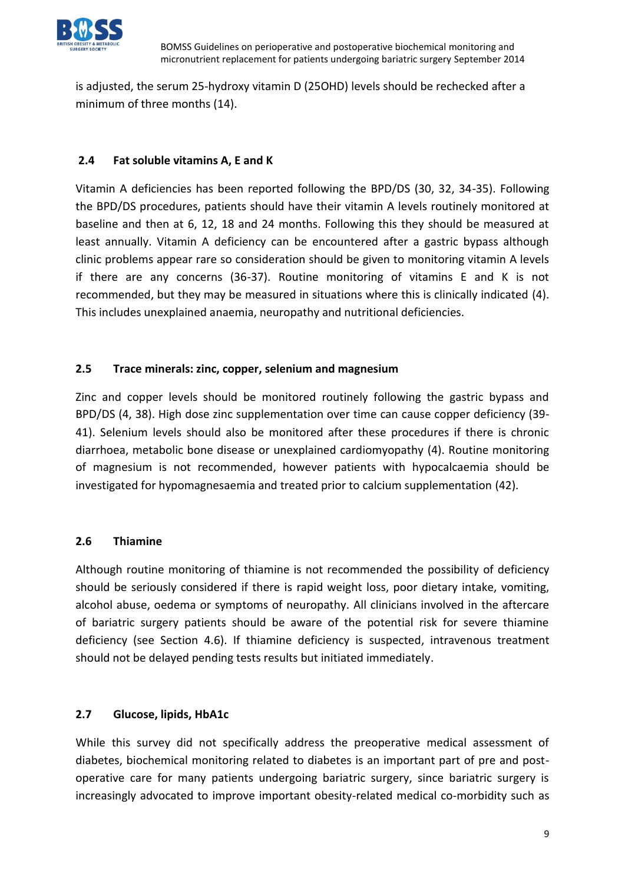is adjusted, the serum 25-hydroxy vitamin D (25OHD) levels should be rechecked after a minimum of three months (14).

## 2.4 Fat soluble vitamins A, E and K

Vitamin A deficiencies has been reported following the BPD/DS (30, 32, 34-35). Following the BPD/DS procedures, patients should have their vitamin A levels routinely monitored at baseline and then at 6, 12, 18 and 24 months. Following this they should be measured at least annually. Vitamin A deficiency can be encountered after a gastric bypass although clinic problems appear rare so consideration should be given to monitoring vitamin A levels if there are any concerns (36-37). Routine monitoring of vitamins E and K is not recommended, but they may be measured in situations where this is clinically indicated (4). This includes unexplained anaemia, neuropathy and nutritional deficiencies.

## 2.5 Trace minerals: zinc, copper, selenium and magnesium

Zinc and copper levels should be monitored routinely following the gastric bypass and BPD/DS (4, 38). High dose zinc supplementation over time can cause copper deficiency (39-41). Selenium levels should also be monitored after these procedures if there is chronic diarrhoea, metabolic bone disease or unexplained cardiomyopathy (4). Routine monitoring of magnesium is not recommended, however patients with hypocalcaemia should be investigated for hypomagnesaemia and treated prior to calcium supplementation (42).

## 2.6 Thiamine

Although routine monitoring of thiamine is not recommended the possibility of deficiency should be seriously considered if there is rapid weight loss, poor dietary intake, vomiting, alcohol abuse, oedema or symptoms of neuropathy. All clinicians involved in the aftercare of bariatric surgery patients should be aware of the potential risk for severe thiamine deficiency (see Section 4.6). If thiamine deficiency is suspected, intravenous treatment should not be delayed pending tests results but initiated immediately.

## 2.7 Glucose, lipids, HbA1c

While this survey did not specifically address the preoperative medical assessment of diabetes, biochemical monitoring related to diabetes is an important part of pre and post-operative care for many patients undergoing bariatric surgery, since bariatric surgery is increasingly advocated to improve important obesity-related medical co-morbidity such as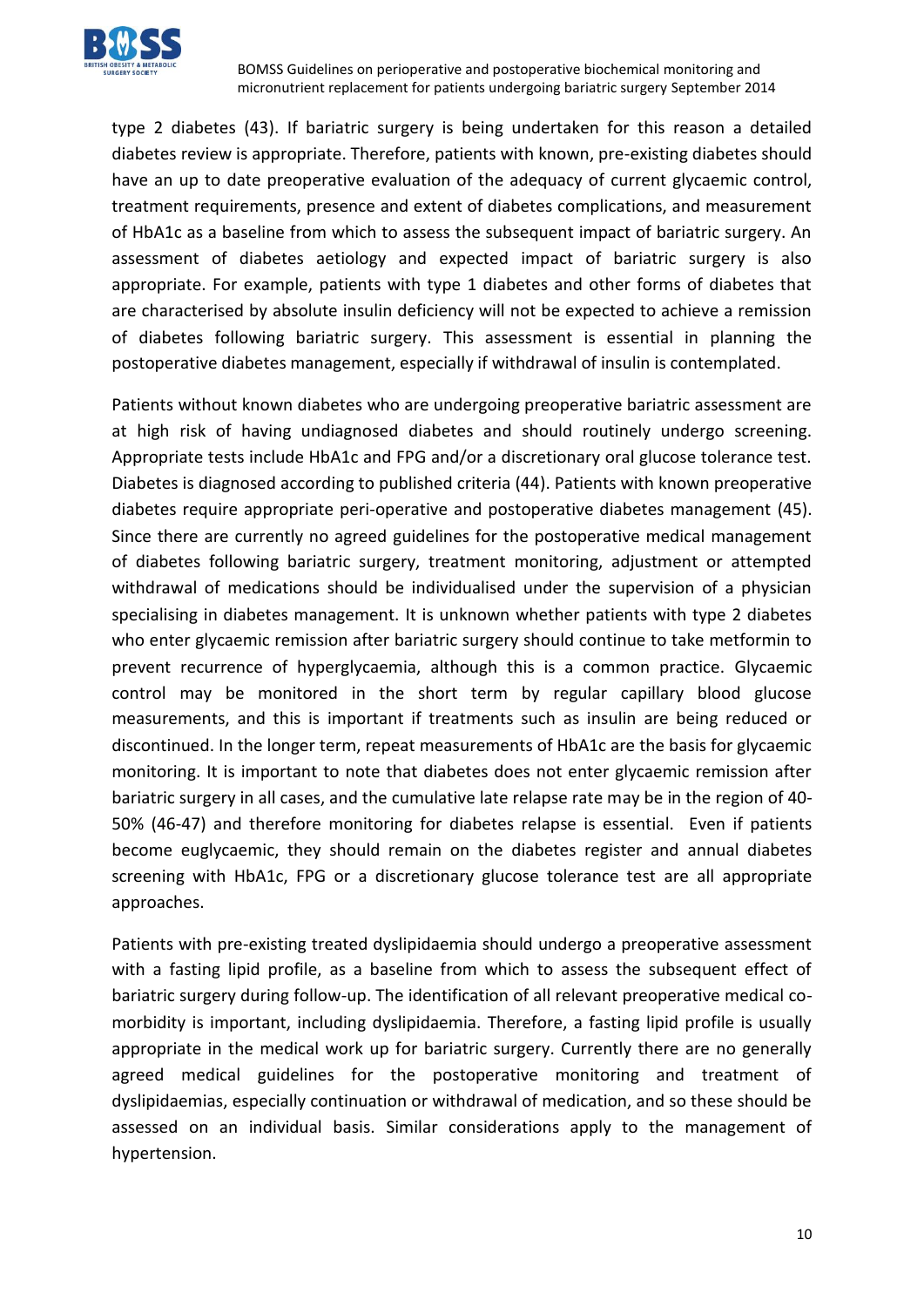type 2 diabetes (43). If bariatric surgery is being undertaken for this reason a detailed diabetes review is appropriate. Therefore, patients with known, pre-existing diabetes should have an up to date preoperative evaluation of the adequacy of current glycaemic control, treatment requirements, presence and extent of diabetes complications, and measurement of HbA1c as a baseline from which to assess the subsequent impact of bariatric surgery. An assessment of diabetes aetiology and expected impact of bariatric surgery is also appropriate. For example, patients with type 1 diabetes and other forms of diabetes that are characterised by absolute insulin deficiency will not be expected to achieve a remission of diabetes following bariatric surgery. This assessment is essential in planning the postoperative diabetes management, especially if withdrawal of insulin is contemplated.

Patients without known diabetes who are undergoing preoperative bariatric assessment are at high risk of having undiagnosed diabetes and should routinely undergo screening. Appropriate tests include HbA1c and FPG and/or a discretionary oral glucose tolerance test. Diabetes is diagnosed according to published criteria (44). Patients with known preoperative diabetes require appropriate peri-operative and postoperative diabetes management (45). Since there are currently no agreed guidelines for the postoperative medical management of diabetes following bariatric surgery, treatment monitoring, adjustment or attempted withdrawal of medications should be individualised under the supervision of a physician specialising in diabetes management. It is unknown whether patients with type 2 diabetes who enter glycaemic remission after bariatric surgery should continue to take metformin to prevent recurrence of hyperglycaemia, although this is a common practice. Glycaemic control may be monitored in the short term by regular capillary blood glucose measurements, and this is important if treatments such as insulin are being reduced or discontinued. In the longer term, repeat measurements of HbA1c are the basis for glycaemic monitoring. It is important to note that diabetes does not enter glycaemic remission after bariatric surgery in all cases, and the cumulative late relapse rate may be in the region of 40-50% (46-47) and therefore monitoring for diabetes relapse is essential. Even if patients become euglycaemic, they should remain on the diabetes register and annual diabetes screening with HbA1c, FPG or a discretionary glucose tolerance test are all appropriate approaches.

Patients with pre-existing treated dyslipidaemia should undergo a preoperative assessment with a fasting lipid profile, as a baseline from which to assess the subsequent effect of bariatric surgery during follow-up. The identification of all relevant preoperative medical co-morbidity is important, including dyslipidaemia. Therefore, a fasting lipid profile is usually appropriate in the medical work up for bariatric surgery. Currently there are no generally agreed medical guidelines for the postoperative monitoring and treatment of dyslipidaemias, especially continuation or withdrawal of medication, and so these should be assessed on an individual basis. Similar considerations apply to the management of hypertension.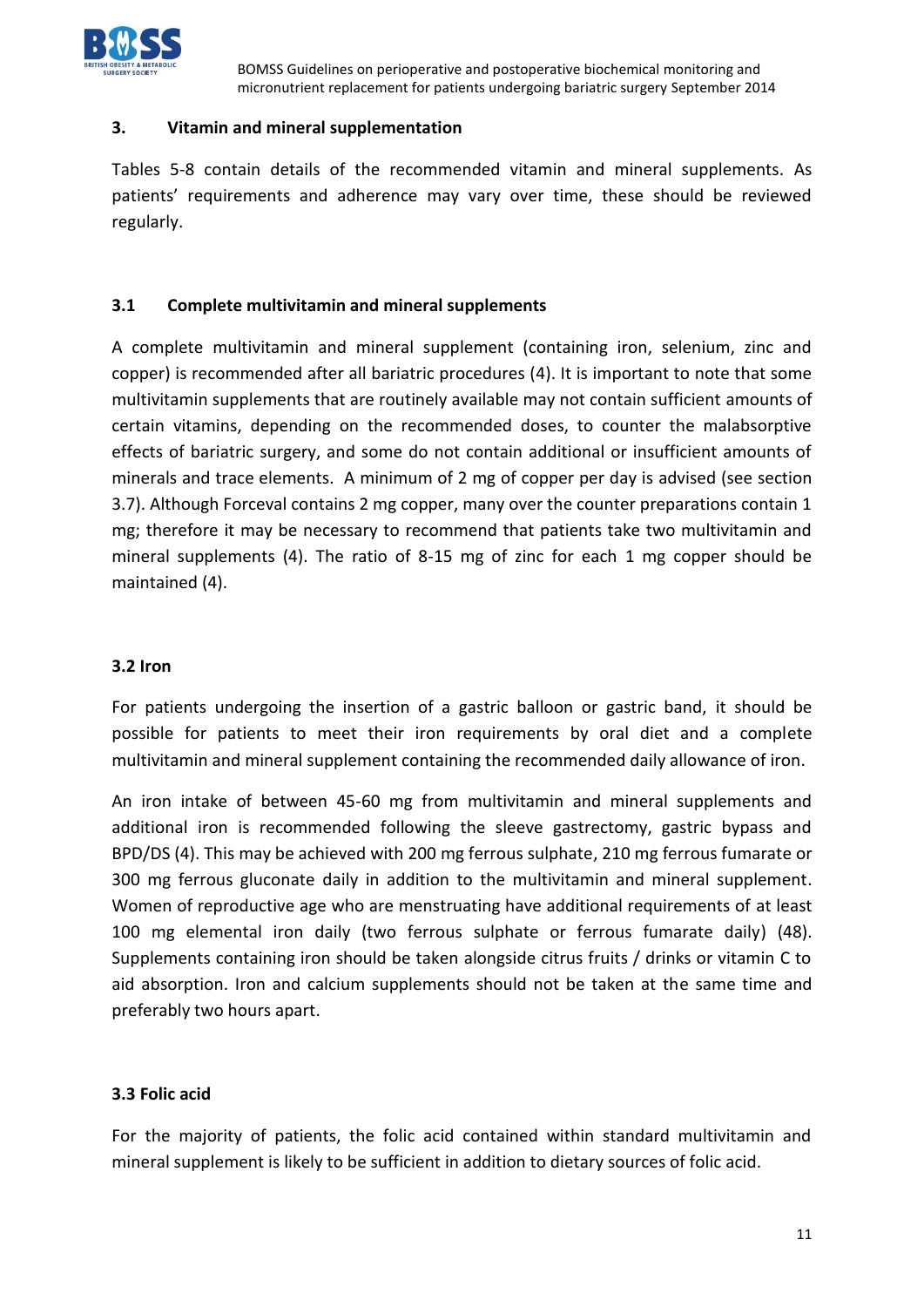## 3. Vitamin and mineral supplementation

Tables 5-8 contain details of the recommended vitamin and mineral supplements. As patients' requirements and adherence may vary over time, these should be reviewed regularly.

### 3.1 Complete multivitamin and mineral supplements

A complete multivitamin and mineral supplement (containing iron, selenium, zinc and copper) is recommended after all bariatric procedures (4). It is important to note that some multivitamin supplements that are routinely available may not contain sufficient amounts of certain vitamins, depending on the recommended doses, to counter the malabsorptive effects of bariatric surgery, and some do not contain additional or insufficient amounts of minerals and trace elements. A minimum of 2 mg of copper per day is advised (see section 3.7). Although Forceval contains 2 mg copper, many over the counter preparations contain 1 mg; therefore it may be necessary to recommend that patients take two multivitamin and mineral supplements (4). The ratio of 8-15 mg of zinc for each 1 mg copper should be maintained (4).

### 3.2 Iron

For patients undergoing the insertion of a gastric balloon or gastric band, it should be possible for patients to meet their iron requirements by oral diet and a complete multivitamin and mineral supplement containing the recommended daily allowance of iron.

An iron intake of between 45-60 mg from multivitamin and mineral supplements and additional iron is recommended following the sleeve gastrectomy, gastric bypass and BPD/DS (4). This may be achieved with 200 mg ferrous sulphate, 210 mg ferrous fumarate or 300 mg ferrous gluconate daily in addition to the multivitamin and mineral supplement. Women of reproductive age who are menstruating have additional requirements of at least 100 mg elemental iron daily (two ferrous sulphate or ferrous fumarate daily) (48). Supplements containing iron should be taken alongside citrus fruits / drinks or vitamin C to aid absorption. Iron and calcium supplements should not be taken at the same time and preferably two hours apart.

### 3.3 Folic acid

For the majority of patients, the folic acid contained within standard multivitamin and mineral supplement is likely to be sufficient in addition to dietary sources of folic acid.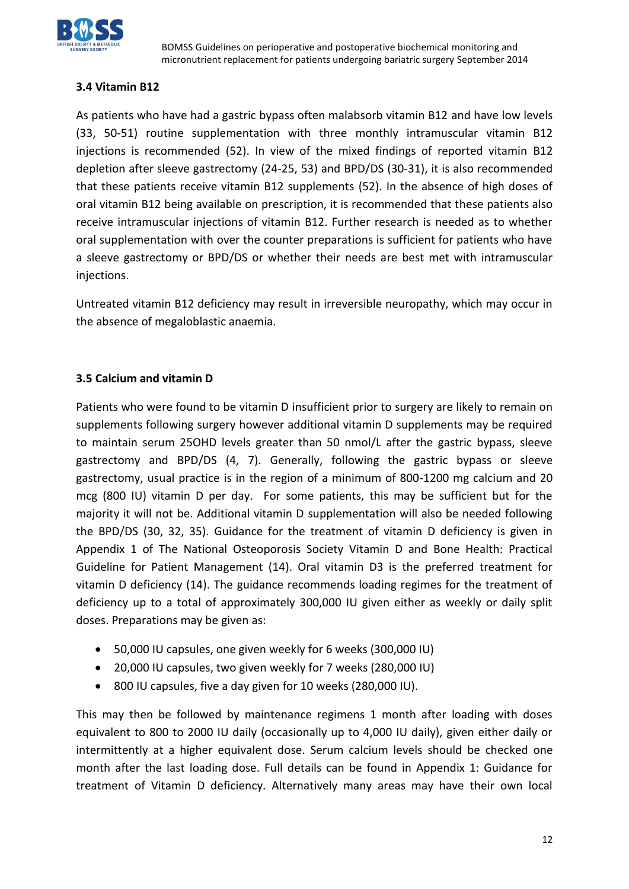### 3.4 Vitamin B12

As patients who have had a gastric bypass often malabsorb vitamin B12 and have low levels (33, 50-51) routine supplementation with three monthly intramuscular vitamin B12 injections is recommended (52). In view of the mixed findings of reported vitamin B12 depletion after sleeve gastrectomy (24-25, 53) and BPD/DS (30-31), it is also recommended that these patients receive vitamin B12 supplements (52). In the absence of high doses of oral vitamin B12 being available on prescription, it is recommended that these patients also receive intramuscular injections of vitamin B12. Further research is needed as to whether oral supplementation with over the counter preparations is sufficient for patients who have a sleeve gastrectomy or BPD/DS or whether their needs are best met with intramuscular injections.

Untreated vitamin B12 deficiency may result in irreversible neuropathy, which may occur in the absence of megaloblastic anaemia.

### 3.5 Calcium and vitamin D

Patients who were found to be vitamin D insufficient prior to surgery are likely to remain on supplements following surgery however additional vitamin D supplements may be required to maintain serum 25OHD levels greater than 50 nmol/L after the gastric bypass, sleeve gastrectomy and BPD/DS (4, 7). Generally, following the gastric bypass or sleeve gastrectomy, usual practice is in the region of a minimum of 800-1200 mg calcium and 20 mcg (800 IU) vitamin D per day. For some patients, this may be sufficient but for the majority it will not be. Additional vitamin D supplementation will also be needed following the BPD/DS (30, 32, 35). Guidance for the treatment of vitamin D deficiency is given in Appendix 1 of The National Osteoporosis Society Vitamin D and Bone Health: Practical Guideline for Patient Management (14). Oral vitamin D3 is the preferred treatment for vitamin D deficiency (14). The guidance recommends loading regimes for the treatment of deficiency up to a total of approximately 300,000 IU given either as weekly or daily split doses. Preparations may be given as:

- 50,000 IU capsules, one given weekly for 6 weeks (300,000 IU)
- 20,000 IU capsules, two given weekly for 7 weeks (280,000 IU)
- 800 IU capsules, five a day given for 10 weeks (280,000 IU).

This may then be followed by maintenance regimens 1 month after loading with doses equivalent to 800 to 2000 IU daily (occasionally up to 4,000 IU daily), given either daily or intermittently at a higher equivalent dose. Serum calcium levels should be checked one month after the last loading dose. Full details can be found in Appendix 1: Guidance for treatment of Vitamin D deficiency. Alternatively many areas may have their own local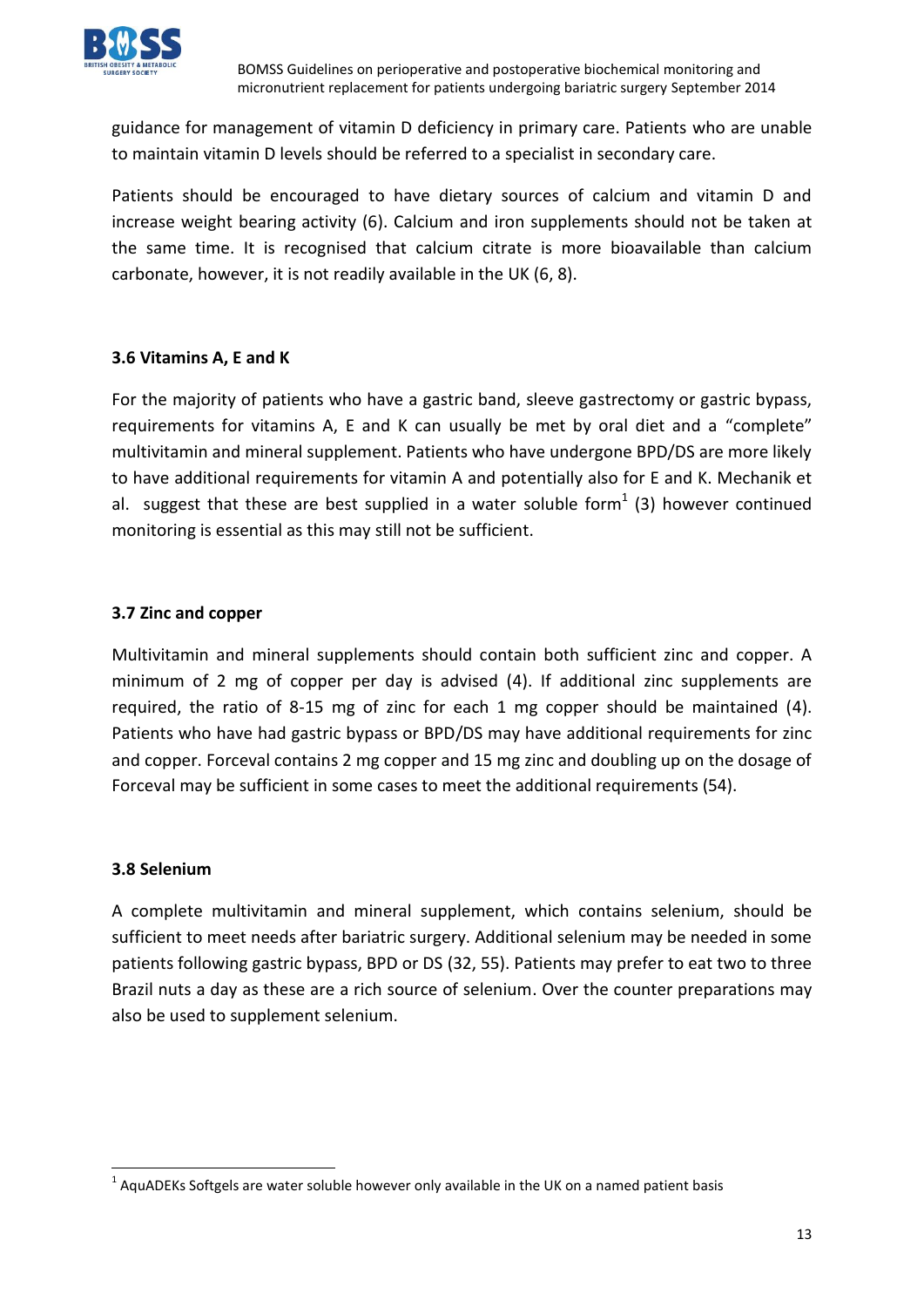guidance for management of vitamin D deficiency in primary care. Patients who are unable to maintain vitamin D levels should be referred to a specialist in secondary care.

Patients should be encouraged to have dietary sources of calcium and vitamin D and increase weight bearing activity (6). Calcium and iron supplements should not be taken at the same time. It is recognised that calcium citrate is more bioavailable than calcium carbonate, however, it is not readily available in the UK (6, 8).

### 3.6 Vitamins A, E and K

For the majority of patients who have a gastric band, sleeve gastrectomy or gastric bypass, requirements for vitamins A, E and K can usually be met by oral diet and a "complete" multivitamin and mineral supplement. Patients who have undergone BPD/DS are more likely to have additional requirements for vitamin A and potentially also for E and K. Mechanik et al. suggest that these are best supplied in a water soluble form[1] (3) however continued monitoring is essential as this may still not be sufficient.

### 3.7 Zinc and copper

Multivitamin and mineral supplements should contain both sufficient zinc and copper. A minimum of 2 mg of copper per day is advised (4). If additional zinc supplements are required, the ratio of 8-15 mg of zinc for each 1 mg copper should be maintained (4). Patients who have had gastric bypass or BPD/DS may have additional requirements for zinc and copper. Forceval contains 2 mg copper and 15 mg zinc and doubling up on the dosage of Forceval may be sufficient in some cases to meet the additional requirements (54).

### 3.8 Selenium

A complete multivitamin and mineral supplement, which contains selenium, should be sufficient to meet needs after bariatric surgery. Additional selenium may be needed in some patients following gastric bypass, BPD or DS (32, 55). Patients may prefer to eat two to three Brazil nuts a day as these are a rich source of selenium. Over the counter preparations may also be used to supplement selenium.

---

[1] AquADEKs Softgels are water soluble however only available in the UK on a named patient basis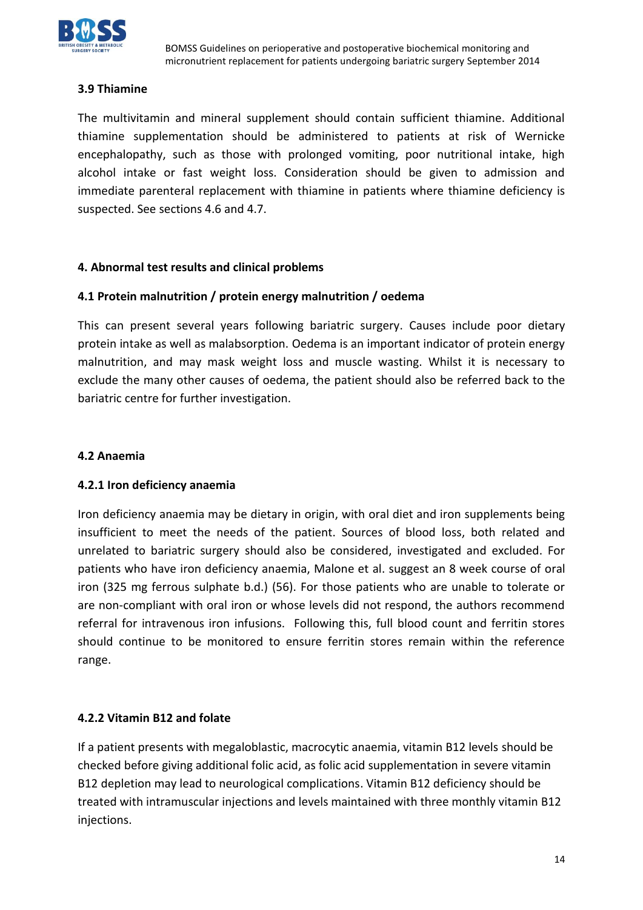### 3.9 Thiamine

The multivitamin and mineral supplement should contain sufficient thiamine. Additional thiamine supplementation should be administered to patients at risk of Wernicke encephalopathy, such as those with prolonged vomiting, poor nutritional intake, high alcohol intake or fast weight loss. Consideration should be given to admission and immediate parenteral replacement with thiamine in patients where thiamine deficiency is suspected. See sections 4.6 and 4.7.

## 4. Abnormal test results and clinical problems

### 4.1 Protein malnutrition / protein energy malnutrition / oedema

This can present several years following bariatric surgery. Causes include poor dietary protein intake as well as malabsorption. Oedema is an important indicator of protein energy malnutrition, and may mask weight loss and muscle wasting. Whilst it is necessary to exclude the many other causes of oedema, the patient should also be referred back to the bariatric centre for further investigation.

### 4.2 Anaemia

#### 4.2.1 Iron deficiency anaemia

Iron deficiency anaemia may be dietary in origin, with oral diet and iron supplements being insufficient to meet the needs of the patient. Sources of blood loss, both related and unrelated to bariatric surgery should also be considered, investigated and excluded. For patients who have iron deficiency anaemia, Malone et al. suggest an 8 week course of oral iron (325 mg ferrous sulphate b.d.) (56). For those patients who are unable to tolerate or are non-compliant with oral iron or whose levels did not respond, the authors recommend referral for intravenous iron infusions. Following this, full blood count and ferritin stores should continue to be monitored to ensure ferritin stores remain within the reference range.

#### 4.2.2 Vitamin B12 and folate

If a patient presents with megaloblastic, macrocytic anaemia, vitamin B12 levels should be checked before giving additional folic acid, as folic acid supplementation in severe vitamin B12 depletion may lead to neurological complications. Vitamin B12 deficiency should be treated with intramuscular injections and levels maintained with three monthly vitamin B12 injections.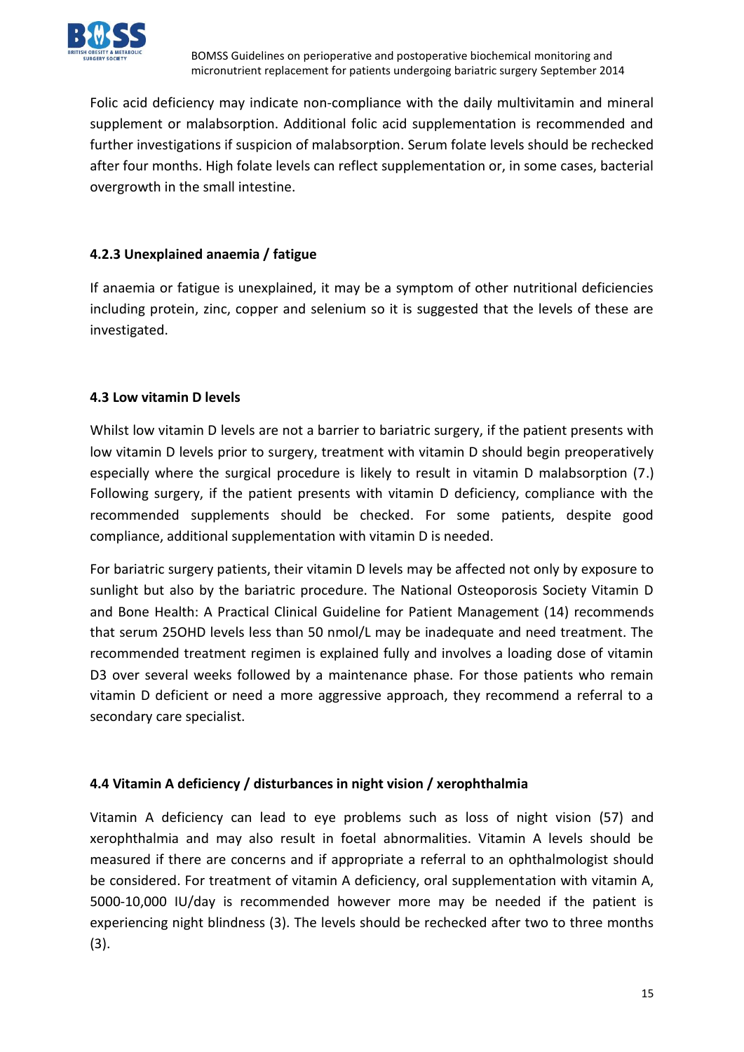Folic acid deficiency may indicate non-compliance with the daily multivitamin and mineral supplement or malabsorption. Additional folic acid supplementation is recommended and further investigations if suspicion of malabsorption. Serum folate levels should be rechecked after four months. High folate levels can reflect supplementation or, in some cases, bacterial overgrowth in the small intestine.

### 4.2.3 Unexplained anaemia / fatigue

If anaemia or fatigue is unexplained, it may be a symptom of other nutritional deficiencies including protein, zinc, copper and selenium so it is suggested that the levels of these are investigated.

## 4.3 Low vitamin D levels

Whilst low vitamin D levels are not a barrier to bariatric surgery, if the patient presents with low vitamin D levels prior to surgery, treatment with vitamin D should begin preoperatively especially where the surgical procedure is likely to result in vitamin D malabsorption (7.) Following surgery, if the patient presents with vitamin D deficiency, compliance with the recommended supplements should be checked. For some patients, despite good compliance, additional supplementation with vitamin D is needed.

For bariatric surgery patients, their vitamin D levels may be affected not only by exposure to sunlight but also by the bariatric procedure. The National Osteoporosis Society Vitamin D and Bone Health: A Practical Clinical Guideline for Patient Management (14) recommends that serum 25OHD levels less than 50 nmol/L may be inadequate and need treatment. The recommended treatment regimen is explained fully and involves a loading dose of vitamin D3 over several weeks followed by a maintenance phase. For those patients who remain vitamin D deficient or need a more aggressive approach, they recommend a referral to a secondary care specialist.

## 4.4 Vitamin A deficiency / disturbances in night vision / xerophthalmia

Vitamin A deficiency can lead to eye problems such as loss of night vision (57) and xerophthalmia and may also result in foetal abnormalities. Vitamin A levels should be measured if there are concerns and if appropriate a referral to an ophthalmologist should be considered. For treatment of vitamin A deficiency, oral supplementation with vitamin A, 5000-10,000 IU/day is recommended however more may be needed if the patient is experiencing night blindness (3). The levels should be rechecked after two to three months (3).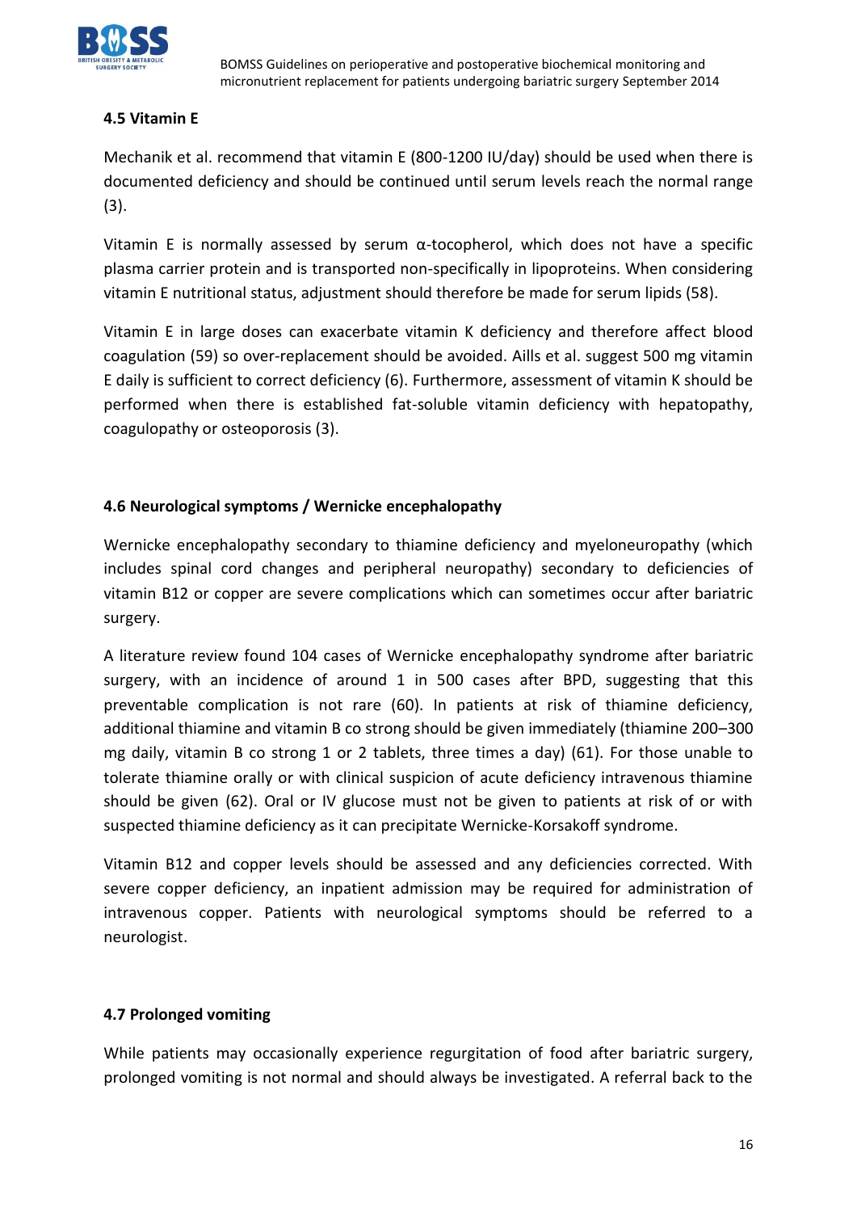### 4.5 Vitamin E

Mechanik et al. recommend that vitamin E (800-1200 IU/day) should be used when there is documented deficiency and should be continued until serum levels reach the normal range (3).

Vitamin E is normally assessed by serum α-tocopherol, which does not have a specific plasma carrier protein and is transported non-specifically in lipoproteins. When considering vitamin E nutritional status, adjustment should therefore be made for serum lipids (58).

Vitamin E in large doses can exacerbate vitamin K deficiency and therefore affect blood coagulation (59) so over-replacement should be avoided. Aills et al. suggest 500 mg vitamin E daily is sufficient to correct deficiency (6). Furthermore, assessment of vitamin K should be performed when there is established fat-soluble vitamin deficiency with hepatopathy, coagulopathy or osteoporosis (3).

### 4.6 Neurological symptoms / Wernicke encephalopathy

Wernicke encephalopathy secondary to thiamine deficiency and myeloneuropathy (which includes spinal cord changes and peripheral neuropathy) secondary to deficiencies of vitamin B12 or copper are severe complications which can sometimes occur after bariatric surgery.

A literature review found 104 cases of Wernicke encephalopathy syndrome after bariatric surgery, with an incidence of around 1 in 500 cases after BPD, suggesting that this preventable complication is not rare (60). In patients at risk of thiamine deficiency, additional thiamine and vitamin B co strong should be given immediately (thiamine 200–300 mg daily, vitamin B co strong 1 or 2 tablets, three times a day) (61). For those unable to tolerate thiamine orally or with clinical suspicion of acute deficiency intravenous thiamine should be given (62). Oral or IV glucose must not be given to patients at risk of or with suspected thiamine deficiency as it can precipitate Wernicke-Korsakoff syndrome.

Vitamin B12 and copper levels should be assessed and any deficiencies corrected. With severe copper deficiency, an inpatient admission may be required for administration of intravenous copper. Patients with neurological symptoms should be referred to a neurologist.

### 4.7 Prolonged vomiting

While patients may occasionally experience regurgitation of food after bariatric surgery, prolonged vomiting is not normal and should always be investigated. A referral back to the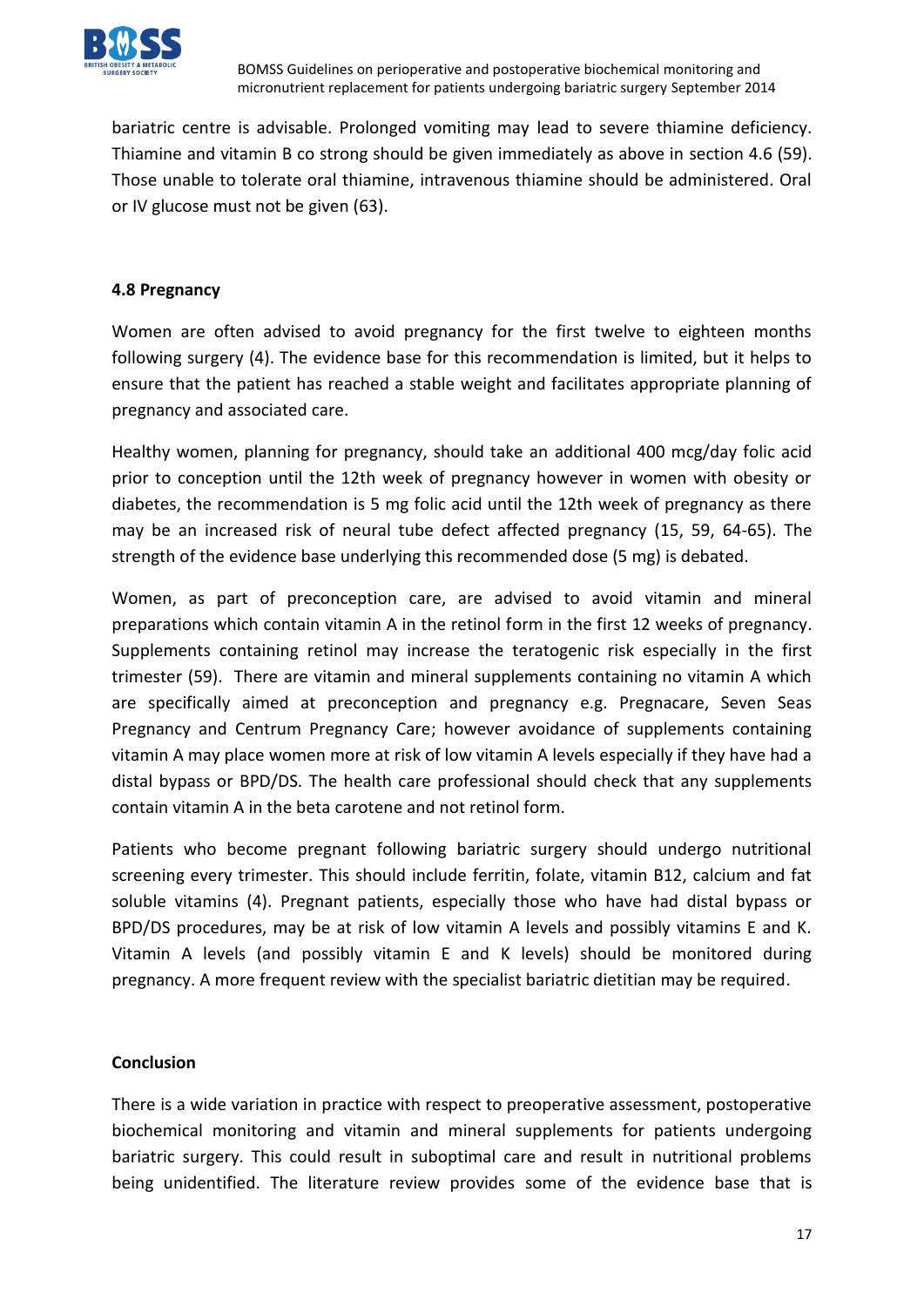bariatric centre is advisable. Prolonged vomiting may lead to severe thiamine deficiency. Thiamine and vitamin B co strong should be given immediately as above in section 4.6 (59). Those unable to tolerate oral thiamine, intravenous thiamine should be administered. Oral or IV glucose must not be given (63).

### 4.8 Pregnancy

Women are often advised to avoid pregnancy for the first twelve to eighteen months following surgery (4). The evidence base for this recommendation is limited, but it helps to ensure that the patient has reached a stable weight and facilitates appropriate planning of pregnancy and associated care.

Healthy women, planning for pregnancy, should take an additional 400 mcg/day folic acid prior to conception until the 12th week of pregnancy however in women with obesity or diabetes, the recommendation is 5 mg folic acid until the 12th week of pregnancy as there may be an increased risk of neural tube defect affected pregnancy (15, 59, 64-65). The strength of the evidence base underlying this recommended dose (5 mg) is debated.

Women, as part of preconception care, are advised to avoid vitamin and mineral preparations which contain vitamin A in the retinol form in the first 12 weeks of pregnancy. Supplements containing retinol may increase the teratogenic risk especially in the first trimester (59). There are vitamin and mineral supplements containing no vitamin A which are specifically aimed at preconception and pregnancy e.g. Pregnacare, Seven Seas Pregnancy and Centrum Pregnancy Care; however avoidance of supplements containing vitamin A may place women more at risk of low vitamin A levels especially if they have had a distal bypass or BPD/DS. The health care professional should check that any supplements contain vitamin A in the beta carotene and not retinol form.

Patients who become pregnant following bariatric surgery should undergo nutritional screening every trimester. This should include ferritin, folate, vitamin B12, calcium and fat soluble vitamins (4). Pregnant patients, especially those who have had distal bypass or BPD/DS procedures, may be at risk of low vitamin A levels and possibly vitamins E and K. Vitamin A levels (and possibly vitamin E and K levels) should be monitored during pregnancy. A more frequent review with the specialist bariatric dietitian may be required.

### Conclusion

There is a wide variation in practice with respect to preoperative assessment, postoperative biochemical monitoring and vitamin and mineral supplements for patients undergoing bariatric surgery. This could result in suboptimal care and result in nutritional problems being unidentified. The literature review provides some of the evidence base that is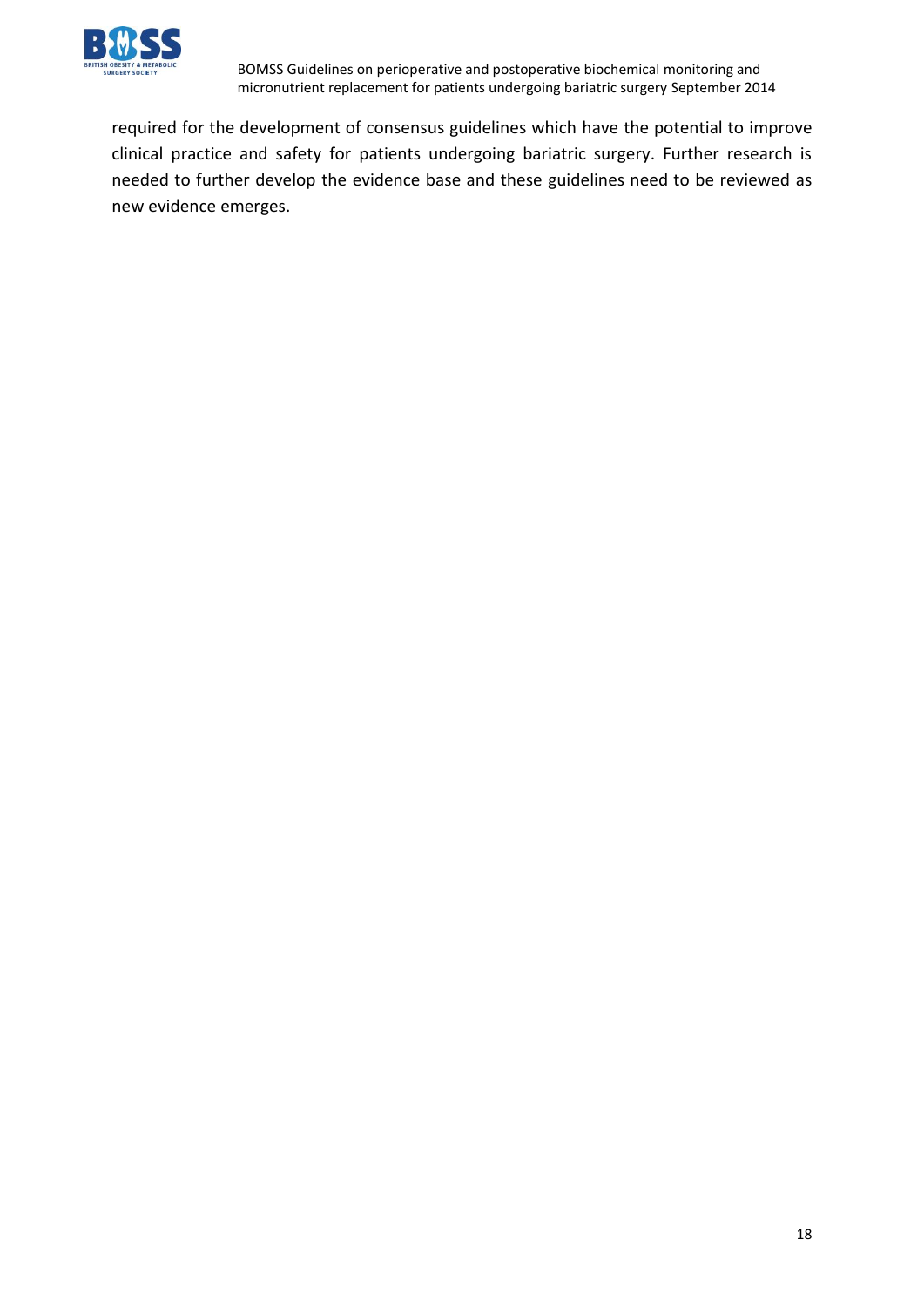required for the development of consensus guidelines which have the potential to improve clinical practice and safety for patients undergoing bariatric surgery. Further research is needed to further develop the evidence base and these guidelines need to be reviewed as new evidence emerges.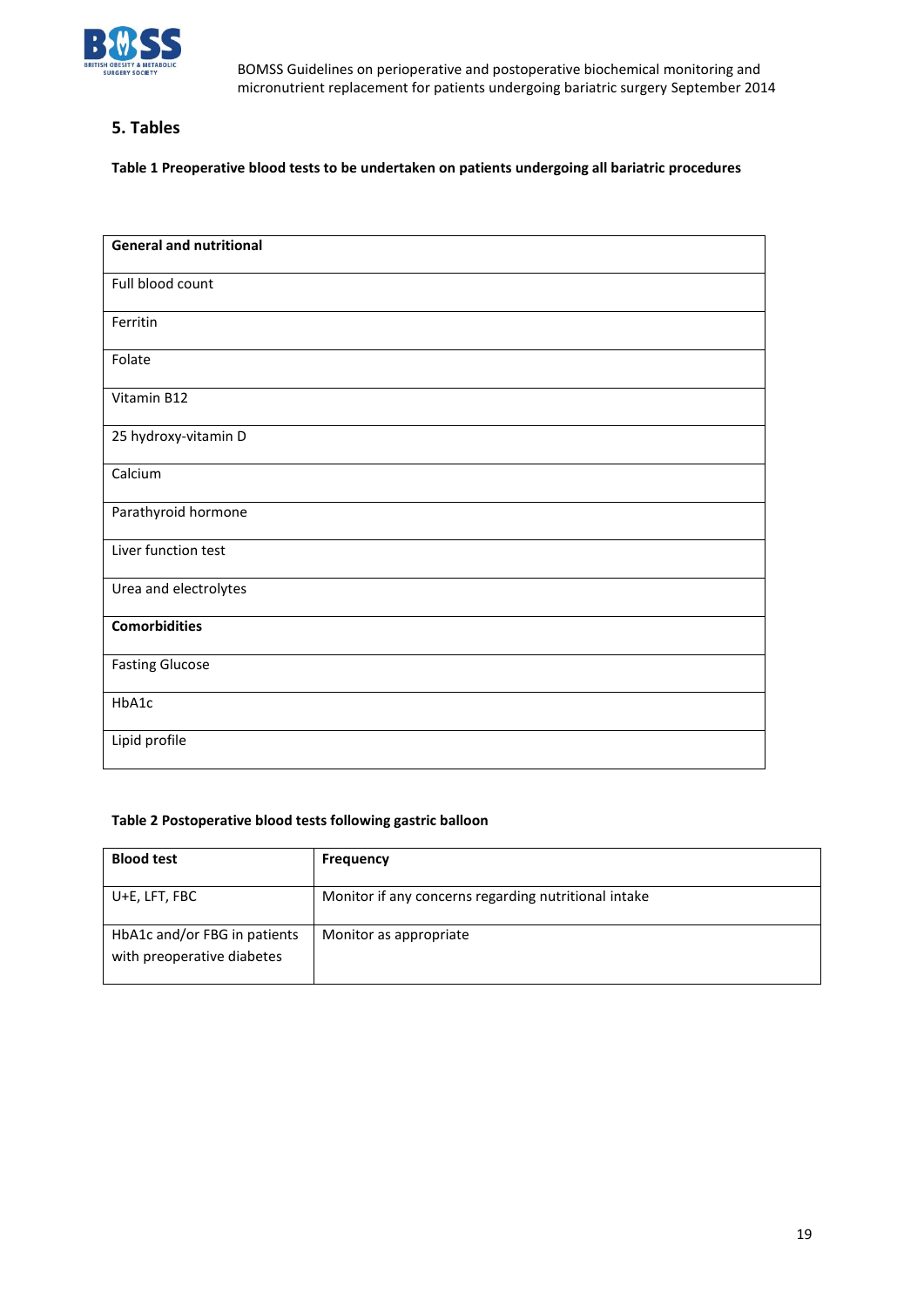## 5. Tables

**Table 1 Preoperative blood tests to be undertaken on patients undergoing all bariatric procedures**

| **General and nutritional** |
|---|
| Full blood count |
| Ferritin |
| Folate |
| Vitamin B12 |
| 25 hydroxy-vitamin D |
| Calcium |
| Parathyroid hormone |
| Liver function test |
| Urea and electrolytes |
| **Comorbidities** |
| Fasting Glucose |
| HbA1c |
| Lipid profile |

**Table 2 Postoperative blood tests following gastric balloon**

| Blood test | Frequency |
|---|---|
| U+E, LFT, FBC | Monitor if any concerns regarding nutritional intake |
| HbA1c and/or FBG in patients with preoperative diabetes | Monitor as appropriate |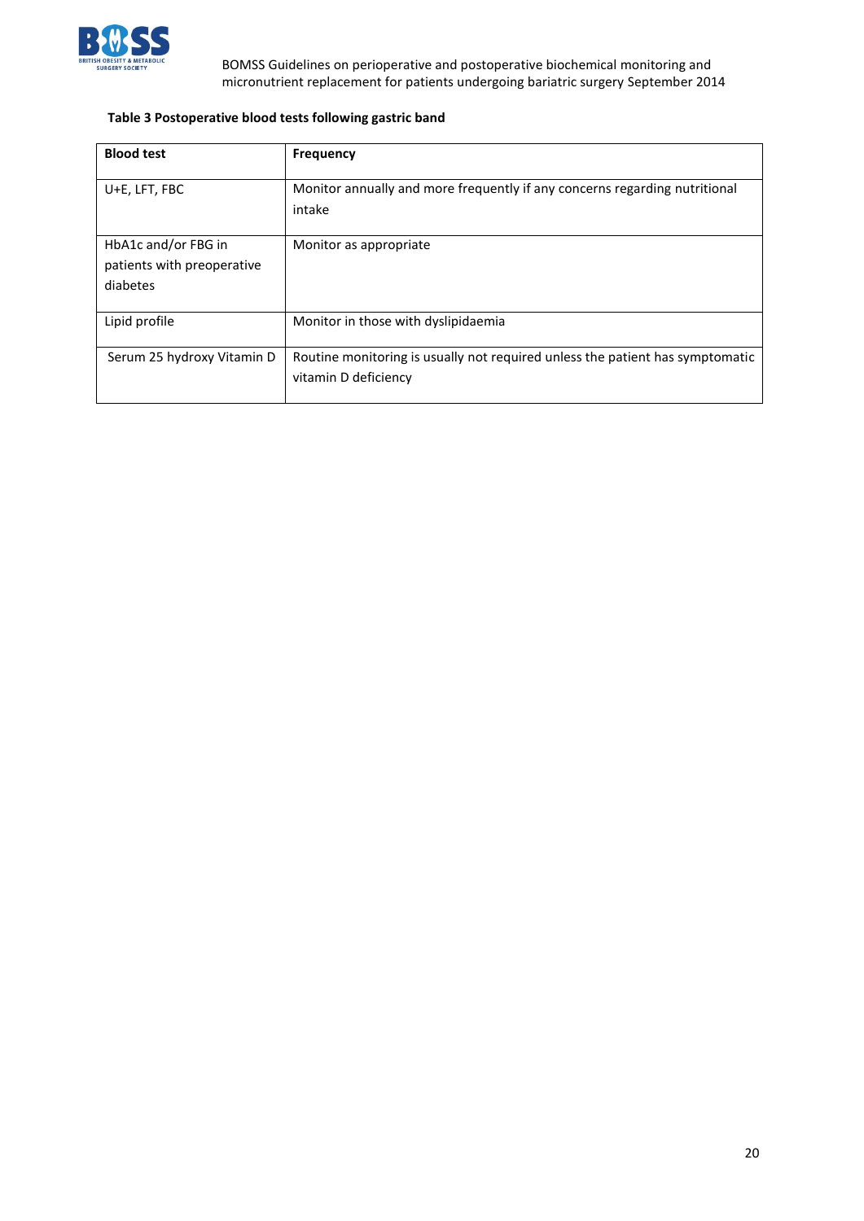**Table 3 Postoperative blood tests following gastric band**

| Blood test | Frequency |
|---|---|
| U+E, LFT, FBC | Monitor annually and more frequently if any concerns regarding nutritional intake |
| HbA1c and/or FBG in patients with preoperative diabetes | Monitor as appropriate |
| Lipid profile | Monitor in those with dyslipidaemia |
| Serum 25 hydroxy Vitamin D | Routine monitoring is usually not required unless the patient has symptomatic vitamin D deficiency |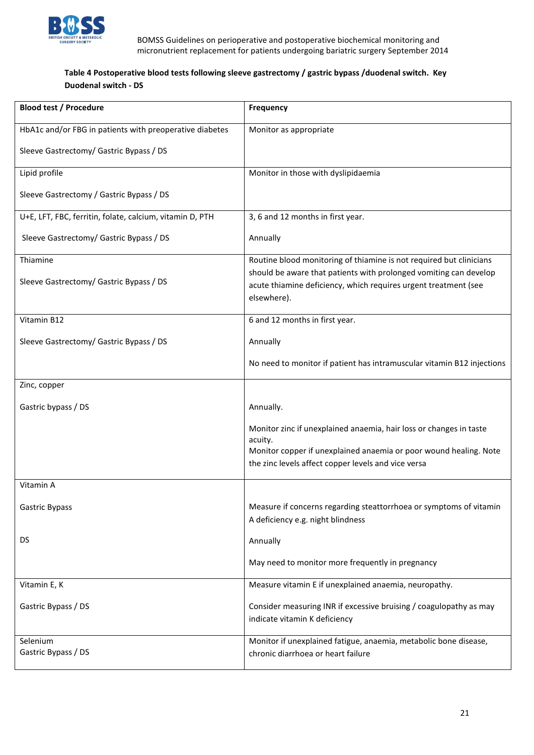**Table 4 Postoperative blood tests following sleeve gastrectomy / gastric bypass /duodenal switch. Key Duodenal switch - DS**

| Blood test / Procedure | Frequency |
|---|---|
| HbA1c and/or FBG in patients with preoperative diabetes<br><br>Sleeve Gastrectomy/ Gastric Bypass / DS | Monitor as appropriate |
| Lipid profile<br><br>Sleeve Gastrectomy / Gastric Bypass / DS | Monitor in those with dyslipidaemia |
| U+E, LFT, FBC, ferritin, folate, calcium, vitamin D, PTH<br><br>Sleeve Gastrectomy/ Gastric Bypass / DS | 3, 6 and 12 months in first year.<br><br>Annually |
| Thiamine<br><br>Sleeve Gastrectomy/ Gastric Bypass / DS | Routine blood monitoring of thiamine is not required but clinicians should be aware that patients with prolonged vomiting can develop acute thiamine deficiency, which requires urgent treatment (see elsewhere). |
| Vitamin B12<br><br>Sleeve Gastrectomy/ Gastric Bypass / DS | 6 and 12 months in first year.<br><br>Annually<br><br>No need to monitor if patient has intramuscular vitamin B12 injections |
| Zinc, copper<br><br>Gastric bypass / DS | Annually.<br><br>Monitor zinc if unexplained anaemia, hair loss or changes in taste acuity.<br>Monitor copper if unexplained anaemia or poor wound healing. Note the zinc levels affect copper levels and vice versa |
| Vitamin A<br><br>Gastric Bypass<br><br>DS | Measure if concerns regarding steattorrhoea or symptoms of vitamin A deficiency e.g. night blindness<br><br>Annually<br><br>May need to monitor more frequently in pregnancy |
| Vitamin E, K<br><br>Gastric Bypass / DS | Measure vitamin E if unexplained anaemia, neuropathy.<br><br>Consider measuring INR if excessive bruising / coagulopathy as may indicate vitamin K deficiency |
| Selenium<br>Gastric Bypass / DS | Monitor if unexplained fatigue, anaemia, metabolic bone disease, chronic diarrhoea or heart failure |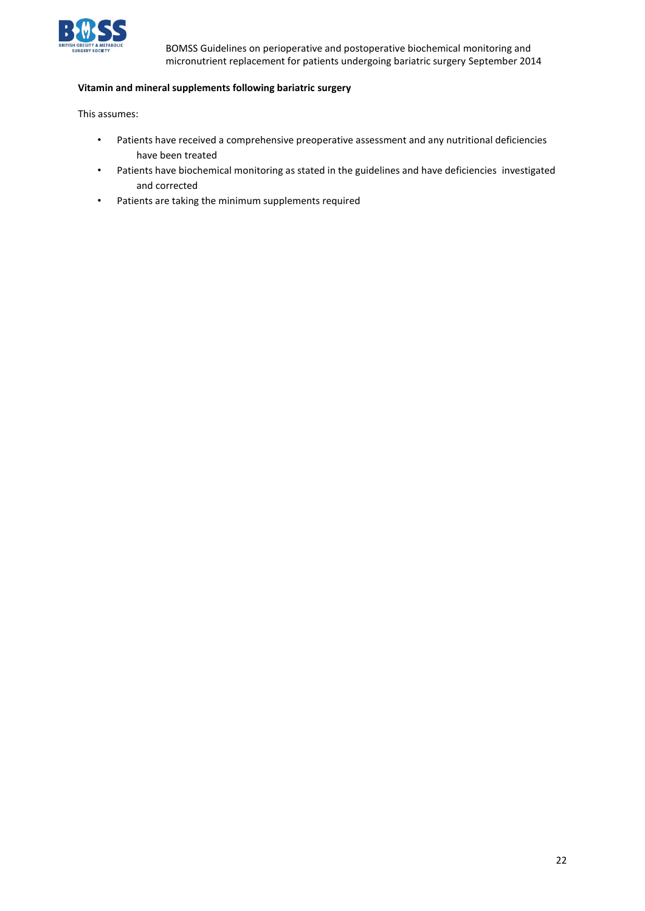**Vitamin and mineral supplements following bariatric surgery**

This assumes:

- Patients have received a comprehensive preoperative assessment and any nutritional deficiencies have been treated
- Patients have biochemical monitoring as stated in the guidelines and have deficiencies investigated and corrected
- Patients are taking the minimum supplements required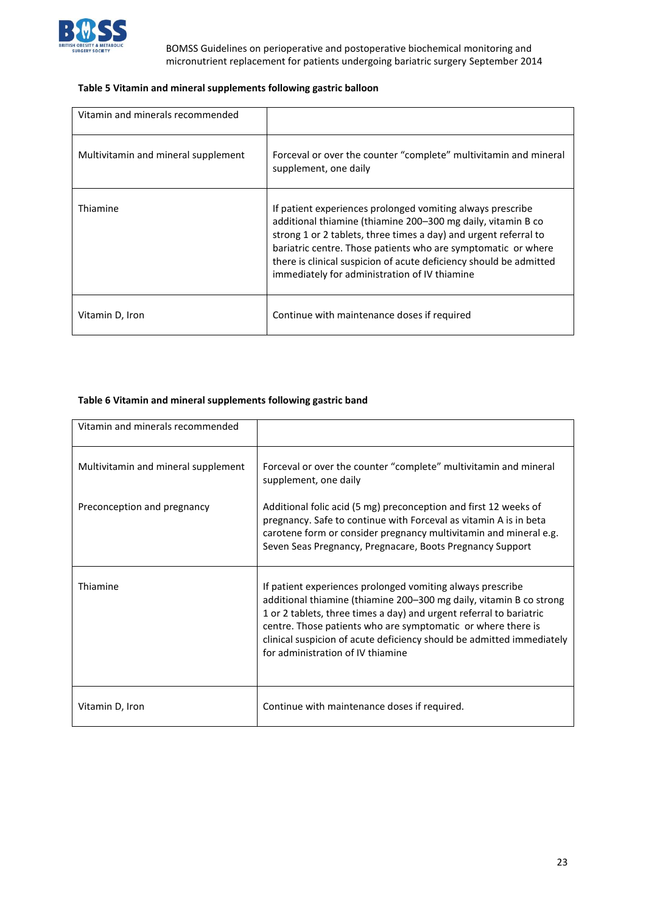**Table 5 Vitamin and mineral supplements following gastric balloon**

| Vitamin and minerals recommended | |
|---|---|
| Multivitamin and mineral supplement | Forceval or over the counter "complete" multivitamin and mineral supplement, one daily |
| Thiamine | If patient experiences prolonged vomiting always prescribe additional thiamine (thiamine 200–300 mg daily, vitamin B co strong 1 or 2 tablets, three times a day) and urgent referral to bariatric centre. Those patients who are symptomatic or where there is clinical suspicion of acute deficiency should be admitted immediately for administration of IV thiamine |
| Vitamin D, Iron | Continue with maintenance doses if required |

**Table 6 Vitamin and mineral supplements following gastric band**

| Vitamin and minerals recommended | |
|---|---|
| Multivitamin and mineral supplement | Forceval or over the counter "complete" multivitamin and mineral supplement, one daily |
| Preconception and pregnancy | Additional folic acid (5 mg) preconception and first 12 weeks of pregnancy. Safe to continue with Forceval as vitamin A is in beta carotene form or consider pregnancy multivitamin and mineral e.g. Seven Seas Pregnancy, Pregnacare, Boots Pregnancy Support |
| Thiamine | If patient experiences prolonged vomiting always prescribe additional thiamine (thiamine 200–300 mg daily, vitamin B co strong 1 or 2 tablets, three times a day) and urgent referral to bariatric centre. Those patients who are symptomatic or where there is clinical suspicion of acute deficiency should be admitted immediately for administration of IV thiamine |
| Vitamin D, Iron | Continue with maintenance doses if required. |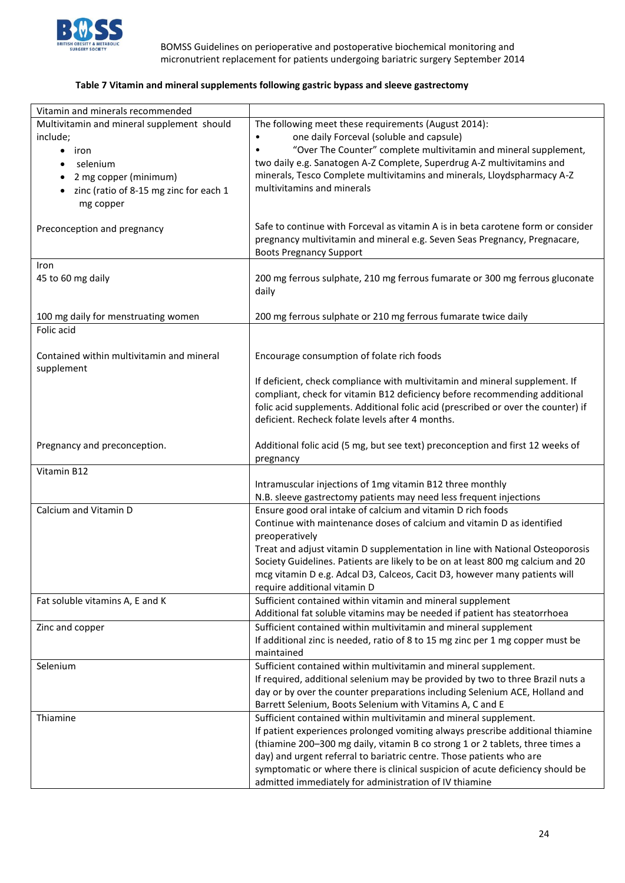**Table 7 Vitamin and mineral supplements following gastric bypass and sleeve gastrectomy**

| Vitamin and minerals recommended | |
|---|---|
| Multivitamin and mineral supplement should include;<br>• iron<br>• selenium<br>• 2 mg copper (minimum)<br>• zinc (ratio of 8-15 mg zinc for each 1 mg copper | The following meet these requirements (August 2014):<br>• one daily Forceval (soluble and capsule)<br>• "Over The Counter" complete multivitamin and mineral supplement, two daily e.g. Sanatogen A-Z Complete, Superdrug A-Z multivitamins and minerals, Tesco Complete multivitamins and minerals, Lloydspharmacy A-Z multivitamins and minerals |
| Preconception and pregnancy | Safe to continue with Forceval as vitamin A is in beta carotene form or consider pregnancy multivitamin and mineral e.g. Seven Seas Pregnancy, Pregnacare, Boots Pregnancy Support |
| Iron<br>45 to 60 mg daily | 200 mg ferrous sulphate, 210 mg ferrous fumarate or 300 mg ferrous gluconate daily |
| 100 mg daily for menstruating women | 200 mg ferrous sulphate or 210 mg ferrous fumarate twice daily |
| Folic acid<br><br>Contained within multivitamin and mineral supplement | Encourage consumption of folate rich foods<br><br>If deficient, check compliance with multivitamin and mineral supplement. If compliant, check for vitamin B12 deficiency before recommending additional folic acid supplements. Additional folic acid (prescribed or over the counter) if deficient. Recheck folate levels after 4 months. |
| Pregnancy and preconception. | Additional folic acid (5 mg, but see text) preconception and first 12 weeks of pregnancy |
| Vitamin B12 | Intramuscular injections of 1mg vitamin B12 three monthly<br>N.B. sleeve gastrectomy patients may need less frequent injections |
| Calcium and Vitamin D | Ensure good oral intake of calcium and vitamin D rich foods<br>Continue with maintenance doses of calcium and vitamin D as identified preoperatively<br>Treat and adjust vitamin D supplementation in line with National Osteoporosis Society Guidelines. Patients are likely to be on at least 800 mg calcium and 20 mcg vitamin D e.g. Adcal D3, Calceos, Cacit D3, however many patients will require additional vitamin D |
| Fat soluble vitamins A, E and K | Sufficient contained within vitamin and mineral supplement<br>Additional fat soluble vitamins may be needed if patient has steatorrhoea |
| Zinc and copper | Sufficient contained within multivitamin and mineral supplement<br>If additional zinc is needed, ratio of 8 to 15 mg zinc per 1 mg copper must be maintained |
| Selenium | Sufficient contained within multivitamin and mineral supplement.<br>If required, additional selenium may be provided by two to three Brazil nuts a day or by over the counter preparations including Selenium ACE, Holland and Barrett Selenium, Boots Selenium with Vitamins A, C and E |
| Thiamine | Sufficient contained within multivitamin and mineral supplement.<br>If patient experiences prolonged vomiting always prescribe additional thiamine (thiamine 200–300 mg daily, vitamin B co strong 1 or 2 tablets, three times a day) and urgent referral to bariatric centre. Those patients who are symptomatic or where there is clinical suspicion of acute deficiency should be admitted immediately for administration of IV thiamine |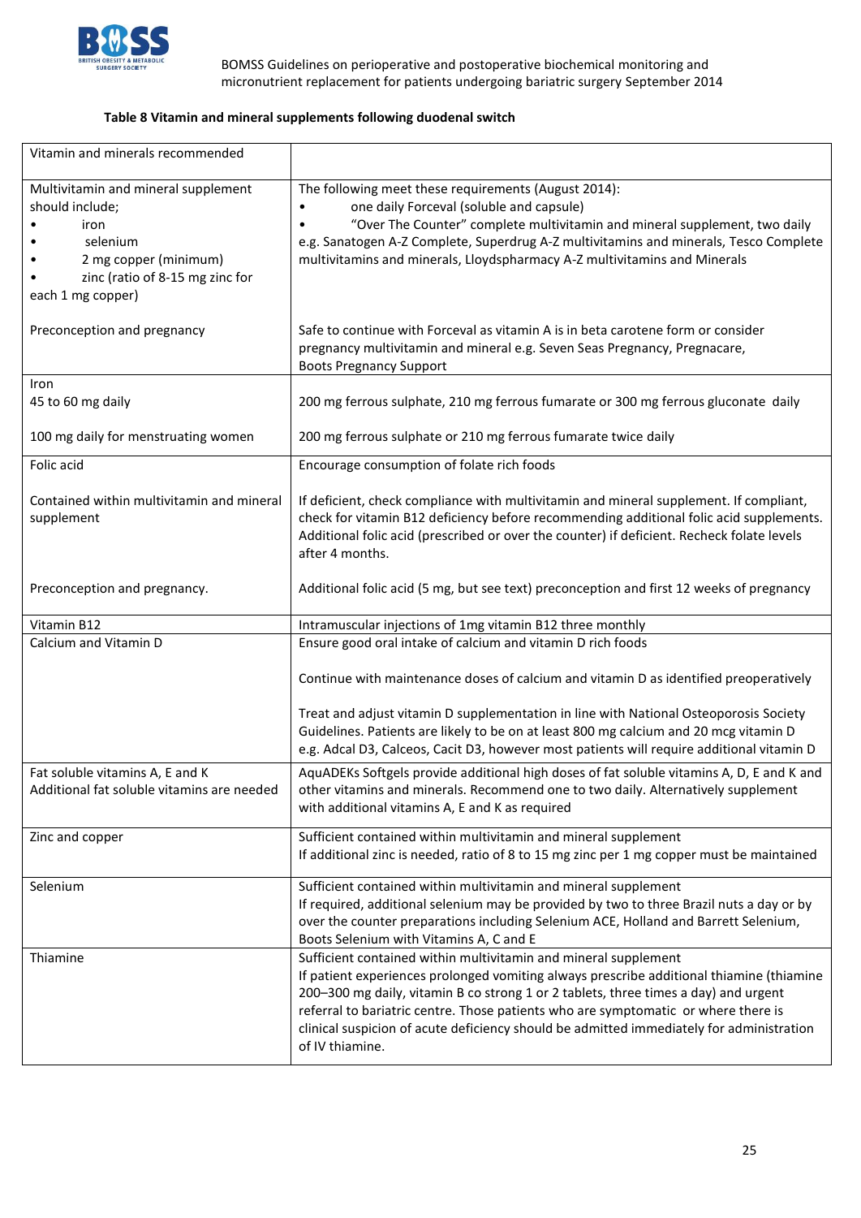**Table 8 Vitamin and mineral supplements following duodenal switch**

| Vitamin and minerals recommended | |
|---|---|
| Multivitamin and mineral supplement should include;<br>• iron<br>• selenium<br>• 2 mg copper (minimum)<br>• zinc (ratio of 8-15 mg zinc for each 1 mg copper) | The following meet these requirements (August 2014):<br>• one daily Forceval (soluble and capsule)<br>• "Over The Counter" complete multivitamin and mineral supplement, two daily e.g. Sanatogen A-Z Complete, Superdrug A-Z multivitamins and minerals, Tesco Complete multivitamins and minerals, Lloydspharmacy A-Z multivitamins and Minerals |
| Preconception and pregnancy | Safe to continue with Forceval as vitamin A is in beta carotene form or consider pregnancy multivitamin and mineral e.g. Seven Seas Pregnancy, Pregnacare, Boots Pregnancy Support |
| Iron<br>45 to 60 mg daily | 200 mg ferrous sulphate, 210 mg ferrous fumarate or 300 mg ferrous gluconate daily |
| 100 mg daily for menstruating women | 200 mg ferrous sulphate or 210 mg ferrous fumarate twice daily |
| Folic acid | Encourage consumption of folate rich foods |
| Contained within multivitamin and mineral supplement | If deficient, check compliance with multivitamin and mineral supplement. If compliant, check for vitamin B12 deficiency before recommending additional folic acid supplements. Additional folic acid (prescribed or over the counter) if deficient. Recheck folate levels after 4 months. |
| Preconception and pregnancy. | Additional folic acid (5 mg, but see text) preconception and first 12 weeks of pregnancy |
| Vitamin B12 | Intramuscular injections of 1mg vitamin B12 three monthly |
| Calcium and Vitamin D | Ensure good oral intake of calcium and vitamin D rich foods<br><br>Continue with maintenance doses of calcium and vitamin D as identified preoperatively<br><br>Treat and adjust vitamin D supplementation in line with National Osteoporosis Society Guidelines. Patients are likely to be on at least 800 mg calcium and 20 mcg vitamin D e.g. Adcal D3, Calceos, Cacit D3, however most patients will require additional vitamin D |
| Fat soluble vitamins A, E and K<br>Additional fat soluble vitamins are needed | AquADEKs Softgels provide additional high doses of fat soluble vitamins A, D, E and K and other vitamins and minerals. Recommend one to two daily. Alternatively supplement with additional vitamins A, E and K as required |
| Zinc and copper | Sufficient contained within multivitamin and mineral supplement<br>If additional zinc is needed, ratio of 8 to 15 mg zinc per 1 mg copper must be maintained |
| Selenium | Sufficient contained within multivitamin and mineral supplement<br>If required, additional selenium may be provided by two to three Brazil nuts a day or by over the counter preparations including Selenium ACE, Holland and Barrett Selenium, Boots Selenium with Vitamins A, C and E |
| Thiamine | Sufficient contained within multivitamin and mineral supplement<br>If patient experiences prolonged vomiting always prescribe additional thiamine (thiamine 200–300 mg daily, vitamin B co strong 1 or 2 tablets, three times a day) and urgent referral to bariatric centre. Those patients who are symptomatic or where there is clinical suspicion of acute deficiency should be admitted immediately for administration of IV thiamine. |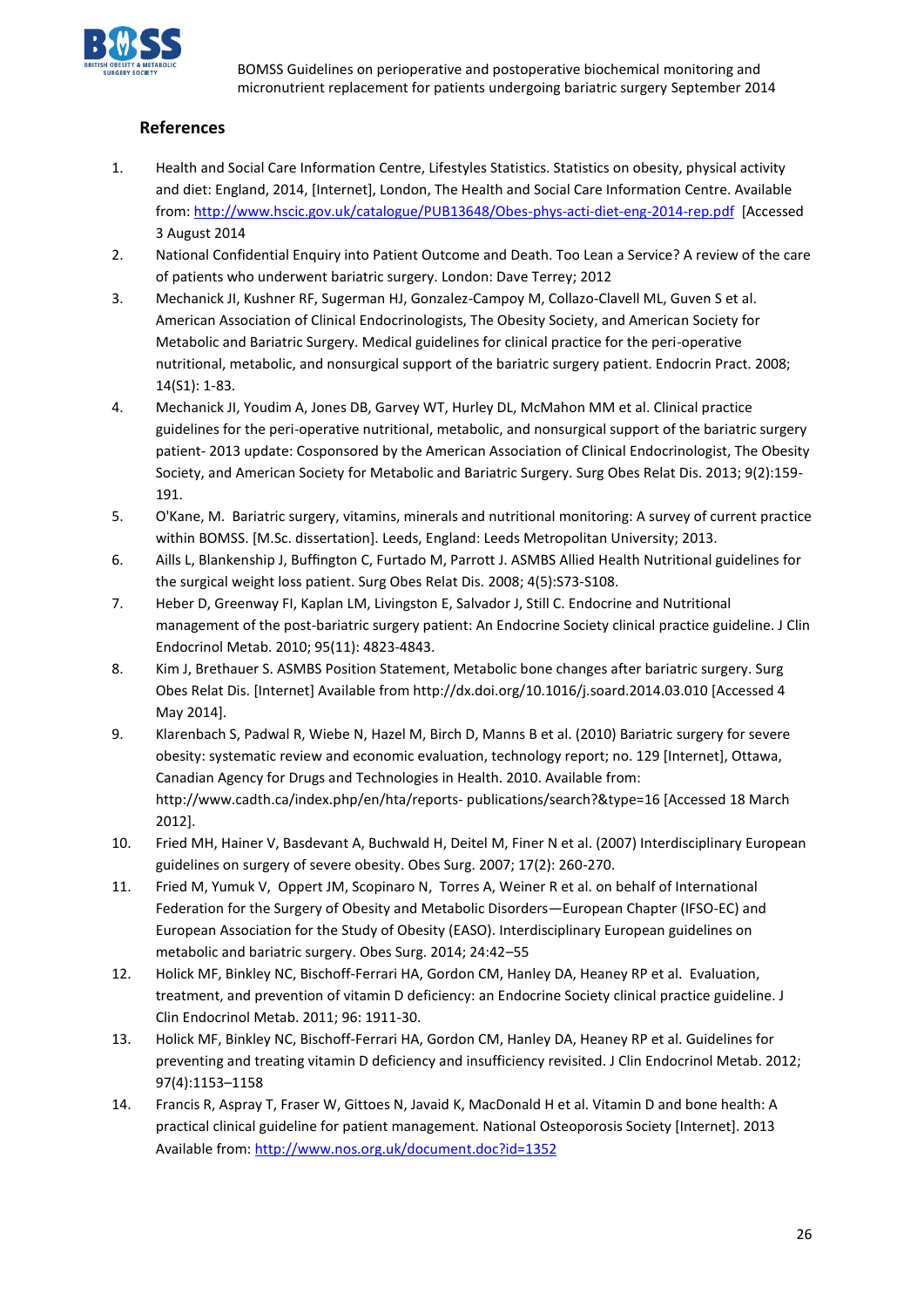## References

1. Health and Social Care Information Centre, Lifestyles Statistics. Statistics on obesity, physical activity and diet: England, 2014, [Internet], London, The Health and Social Care Information Centre. Available from: http://www.hscic.gov.uk/catalogue/PUB13648/Obes-phys-acti-diet-eng-2014-rep.pdf [Accessed 3 August 2014
2. National Confidential Enquiry into Patient Outcome and Death. Too Lean a Service? A review of the care of patients who underwent bariatric surgery. London: Dave Terrey; 2012
3. Mechanick JI, Kushner RF, Sugerman HJ, Gonzalez-Campoy M, Collazo-Clavell ML, Guven S et al. American Association of Clinical Endocrinologists, The Obesity Society, and American Society for Metabolic and Bariatric Surgery. Medical guidelines for clinical practice for the peri-operative nutritional, metabolic, and nonsurgical support of the bariatric surgery patient. Endocrin Pract. 2008; 14(S1): 1-83.
4. Mechanick JI, Youdim A, Jones DB, Garvey WT, Hurley DL, McMahon MM et al. Clinical practice guidelines for the peri-operative nutritional, metabolic, and nonsurgical support of the bariatric surgery patient- 2013 update: Cosponsored by the American Association of Clinical Endocrinologist, The Obesity Society, and American Society for Metabolic and Bariatric Surgery. Surg Obes Relat Dis. 2013; 9(2):159-191.
5. O'Kane, M. Bariatric surgery, vitamins, minerals and nutritional monitoring: A survey of current practice within BOMSS. [M.Sc. dissertation]. Leeds, England: Leeds Metropolitan University; 2013.
6. Aills L, Blankenship J, Buffington C, Furtado M, Parrott J. ASMBS Allied Health Nutritional guidelines for the surgical weight loss patient. Surg Obes Relat Dis. 2008; 4(5):S73-S108.
7. Heber D, Greenway FI, Kaplan LM, Livingston E, Salvador J, Still C. Endocrine and Nutritional management of the post-bariatric surgery patient: An Endocrine Society clinical practice guideline. J Clin Endocrinol Metab. 2010; 95(11): 4823-4843.
8. Kim J, Brethauer S. ASMBS Position Statement, Metabolic bone changes after bariatric surgery. Surg Obes Relat Dis. [Internet] Available from http://dx.doi.org/10.1016/j.soard.2014.03.010 [Accessed 4 May 2014].
9. Klarenbach S, Padwal R, Wiebe N, Hazel M, Birch D, Manns B et al. (2010) Bariatric surgery for severe obesity: systematic review and economic evaluation, technology report; no. 129 [Internet], Ottawa, Canadian Agency for Drugs and Technologies in Health. 2010. Available from: http://www.cadth.ca/index.php/en/hta/reports- publications/search?&type=16 [Accessed 18 March 2012].
10. Fried MH, Hainer V, Basdevant A, Buchwald H, Deitel M, Finer N et al. (2007) Interdisciplinary European guidelines on surgery of severe obesity. Obes Surg. 2007; 17(2): 260-270.
11. Fried M, Yumuk V, Oppert JM, Scopinaro N, Torres A, Weiner R et al. on behalf of International Federation for the Surgery of Obesity and Metabolic Disorders—European Chapter (IFSO-EC) and European Association for the Study of Obesity (EASO). Interdisciplinary European guidelines on metabolic and bariatric surgery. Obes Surg. 2014; 24:42–55
12. Holick MF, Binkley NC, Bischoff-Ferrari HA, Gordon CM, Hanley DA, Heaney RP et al. Evaluation, treatment, and prevention of vitamin D deficiency: an Endocrine Society clinical practice guideline. J Clin Endocrinol Metab. 2011; 96: 1911-30.
13. Holick MF, Binkley NC, Bischoff-Ferrari HA, Gordon CM, Hanley DA, Heaney RP et al. Guidelines for preventing and treating vitamin D deficiency and insufficiency revisited. J Clin Endocrinol Metab. 2012; 97(4):1153–1158
14. Francis R, Aspray T, Fraser W, Gittoes N, Javaid K, MacDonald H et al. Vitamin D and bone health: A practical clinical guideline for patient management. National Osteoporosis Society [Internet]. 2013 Available from: http://www.nos.org.uk/document.doc?id=1352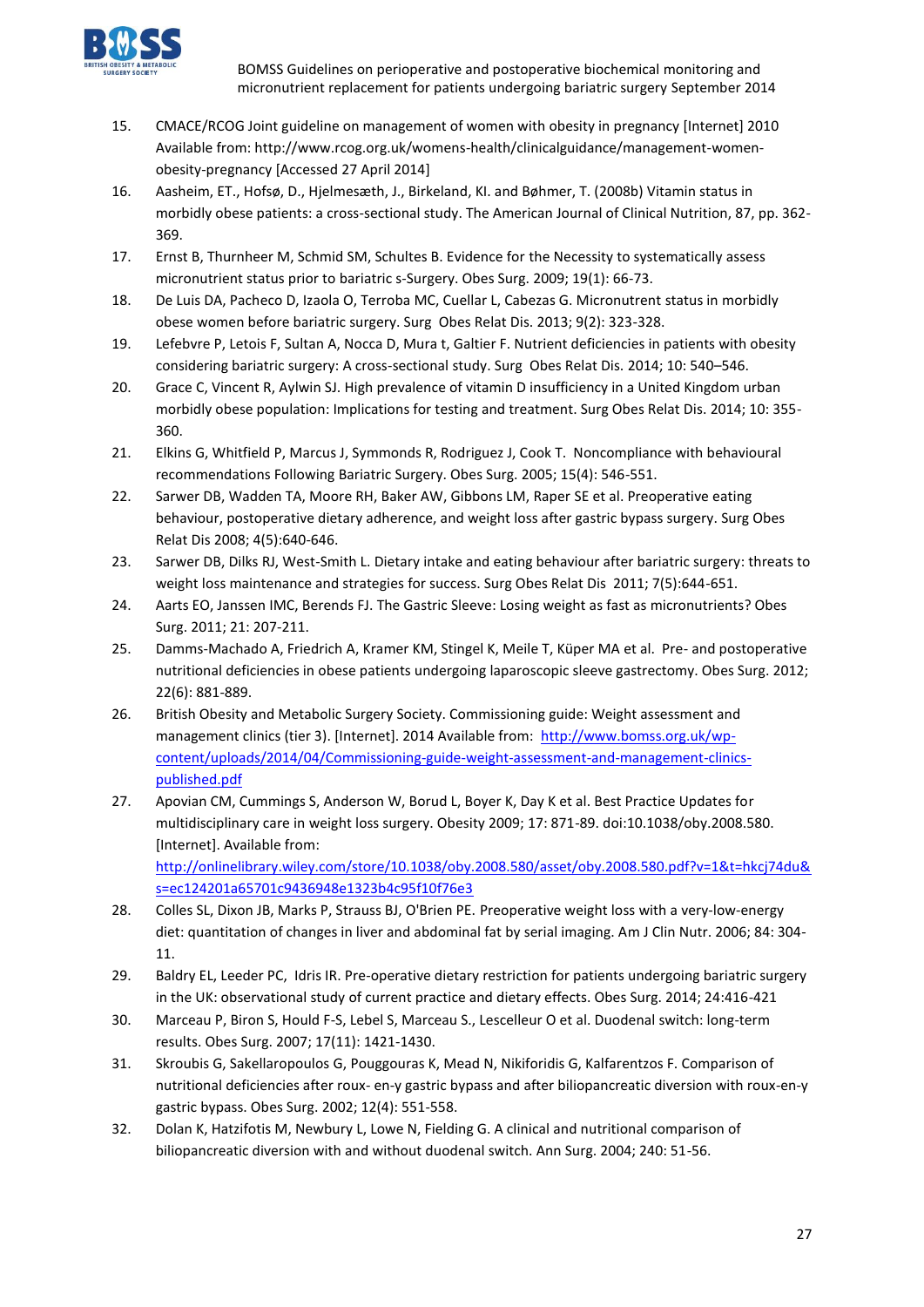15. CMACE/RCOG Joint guideline on management of women with obesity in pregnancy [Internet] 2010 Available from: http://www.rcog.org.uk/womens-health/clinicalguidance/management-women-obesity-pregnancy [Accessed 27 April 2014]
16. Aasheim, ET., Hofsø, D., Hjelmesæth, J., Birkeland, KI. and Bøhmer, T. (2008b) Vitamin status in morbidly obese patients: a cross-sectional study. The American Journal of Clinical Nutrition, 87, pp. 362-369.
17. Ernst B, Thurnheer M, Schmid SM, Schultes B. Evidence for the Necessity to systematically assess micronutrient status prior to bariatric s-Surgery. Obes Surg. 2009; 19(1): 66-73.
18. De Luis DA, Pacheco D, Izaola O, Terroba MC, Cuellar L, Cabezas G. Micronutrent status in morbidly obese women before bariatric surgery. Surg Obes Relat Dis. 2013; 9(2): 323-328.
19. Lefebvre P, Letois F, Sultan A, Nocca D, Mura t, Galtier F. Nutrient deficiencies in patients with obesity considering bariatric surgery: A cross-sectional study. Surg Obes Relat Dis. 2014; 10: 540–546.
20. Grace C, Vincent R, Aylwin SJ. High prevalence of vitamin D insufficiency in a United Kingdom urban morbidly obese population: Implications for testing and treatment. Surg Obes Relat Dis. 2014; 10: 355-360.
21. Elkins G, Whitfield P, Marcus J, Symmonds R, Rodriguez J, Cook T. Noncompliance with behavioural recommendations Following Bariatric Surgery. Obes Surg. 2005; 15(4): 546-551.
22. Sarwer DB, Wadden TA, Moore RH, Baker AW, Gibbons LM, Raper SE et al. Preoperative eating behaviour, postoperative dietary adherence, and weight loss after gastric bypass surgery. Surg Obes Relat Dis 2008; 4(5):640-646.
23. Sarwer DB, Dilks RJ, West-Smith L. Dietary intake and eating behaviour after bariatric surgery: threats to weight loss maintenance and strategies for success. Surg Obes Relat Dis 2011; 7(5):644-651.
24. Aarts EO, Janssen IMC, Berends FJ. The Gastric Sleeve: Losing weight as fast as micronutrients? Obes Surg. 2011; 21: 207-211.
25. Damms-Machado A, Friedrich A, Kramer KM, Stingel K, Meile T, Küper MA et al. Pre- and postoperative nutritional deficiencies in obese patients undergoing laparoscopic sleeve gastrectomy. Obes Surg. 2012; 22(6): 881-889.
26. British Obesity and Metabolic Surgery Society. Commissioning guide: Weight assessment and management clinics (tier 3). [Internet]. 2014 Available from: http://www.bomss.org.uk/wp-content/uploads/2014/04/Commissioning-guide-weight-assessment-and-management-clinics-published.pdf
27. Apovian CM, Cummings S, Anderson W, Borud L, Boyer K, Day K et al. Best Practice Updates for multidisciplinary care in weight loss surgery. Obesity 2009; 17: 871-89. doi:10.1038/oby.2008.580. [Internet]. Available from: http://onlinelibrary.wiley.com/store/10.1038/oby.2008.580/asset/oby.2008.580.pdf?v=1&t=hkcj74du&s=ec124201a65701c9436948e1323b4c95f10f76e3
28. Colles SL, Dixon JB, Marks P, Strauss BJ, O'Brien PE. Preoperative weight loss with a very-low-energy diet: quantitation of changes in liver and abdominal fat by serial imaging. Am J Clin Nutr. 2006; 84: 304-11.
29. Baldry EL, Leeder PC, Idris IR. Pre-operative dietary restriction for patients undergoing bariatric surgery in the UK: observational study of current practice and dietary effects. Obes Surg. 2014; 24:416-421
30. Marceau P, Biron S, Hould F-S, Lebel S, Marceau S., Lescelleur O et al. Duodenal switch: long-term results. Obes Surg. 2007; 17(11): 1421-1430.
31. Skroubis G, Sakellaropoulos G, Pouggouras K, Mead N, Nikiforidis G, Kalfarentzos F. Comparison of nutritional deficiencies after roux- en-y gastric bypass and after biliopancreatic diversion with roux-en-y gastric bypass. Obes Surg. 2002; 12(4): 551-558.
32. Dolan K, Hatzifotis M, Newbury L, Lowe N, Fielding G. A clinical and nutritional comparison of biliopancreatic diversion with and without duodenal switch. Ann Surg. 2004; 240: 51-56.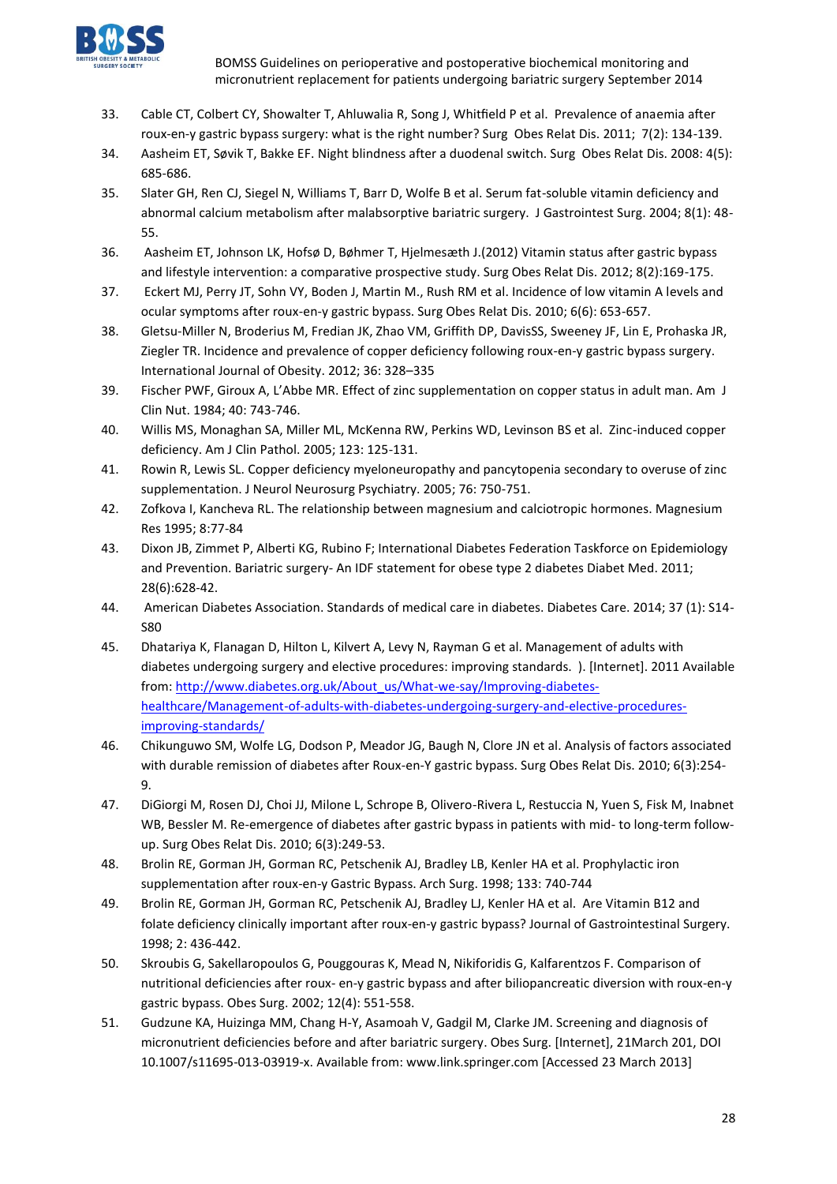33. Cable CT, Colbert CY, Showalter T, Ahluwalia R, Song J, Whitfield P et al. Prevalence of anaemia after roux-en-y gastric bypass surgery: what is the right number? Surg Obes Relat Dis. 2011; 7(2): 134-139.
34. Aasheim ET, Søvik T, Bakke EF. Night blindness after a duodenal switch. Surg Obes Relat Dis. 2008: 4(5): 685-686.
35. Slater GH, Ren CJ, Siegel N, Williams T, Barr D, Wolfe B et al. Serum fat-soluble vitamin deficiency and abnormal calcium metabolism after malabsorptive bariatric surgery. J Gastrointest Surg. 2004; 8(1): 48-55.
36. Aasheim ET, Johnson LK, Hofsø D, Bøhmer T, Hjelmesæth J.(2012) Vitamin status after gastric bypass and lifestyle intervention: a comparative prospective study. Surg Obes Relat Dis. 2012; 8(2):169-175.
37. Eckert MJ, Perry JT, Sohn VY, Boden J, Martin M., Rush RM et al. Incidence of low vitamin A levels and ocular symptoms after roux-en-y gastric bypass. Surg Obes Relat Dis. 2010; 6(6): 653-657.
38. Gletsu-Miller N, Broderius M, Fredian JK, Zhao VM, Griffith DP, DavisSS, Sweeney JF, Lin E, Prohaska JR, Ziegler TR. Incidence and prevalence of copper deficiency following roux-en-y gastric bypass surgery. International Journal of Obesity. 2012; 36: 328–335
39. Fischer PWF, Giroux A, L'Abbe MR. Effect of zinc supplementation on copper status in adult man. Am J Clin Nut. 1984; 40: 743-746.
40. Willis MS, Monaghan SA, Miller ML, McKenna RW, Perkins WD, Levinson BS et al. Zinc-induced copper deficiency. Am J Clin Pathol. 2005; 123: 125-131.
41. Rowin R, Lewis SL. Copper deficiency myeloneuropathy and pancytopenia secondary to overuse of zinc supplementation. J Neurol Neurosurg Psychiatry. 2005; 76: 750-751.
42. Zofkova I, Kancheva RL. The relationship between magnesium and calciotropic hormones. Magnesium Res 1995; 8:77-84
43. Dixon JB, Zimmet P, Alberti KG, Rubino F; International Diabetes Federation Taskforce on Epidemiology and Prevention. Bariatric surgery- An IDF statement for obese type 2 diabetes Diabet Med. 2011; 28(6):628-42.
44. American Diabetes Association. Standards of medical care in diabetes. Diabetes Care. 2014; 37 (1): S14-S80
45. Dhatariya K, Flanagan D, Hilton L, Kilvert A, Levy N, Rayman G et al. Management of adults with diabetes undergoing surgery and elective procedures: improving standards. ). [Internet]. 2011 Available from: http://www.diabetes.org.uk/About_us/What-we-say/Improving-diabetes-healthcare/Management-of-adults-with-diabetes-undergoing-surgery-and-elective-procedures-improving-standards/
46. Chikunguwo SM, Wolfe LG, Dodson P, Meador JG, Baugh N, Clore JN et al. Analysis of factors associated with durable remission of diabetes after Roux-en-Y gastric bypass. Surg Obes Relat Dis. 2010; 6(3):254-9.
47. DiGiorgi M, Rosen DJ, Choi JJ, Milone L, Schrope B, Olivero-Rivera L, Restuccia N, Yuen S, Fisk M, Inabnet WB, Bessler M. Re-emergence of diabetes after gastric bypass in patients with mid- to long-term follow-up. Surg Obes Relat Dis. 2010; 6(3):249-53.
48. Brolin RE, Gorman JH, Gorman RC, Petschenik AJ, Bradley LB, Kenler HA et al. Prophylactic iron supplementation after roux-en-y Gastric Bypass. Arch Surg. 1998; 133: 740-744
49. Brolin RE, Gorman JH, Gorman RC, Petschenik AJ, Bradley LJ, Kenler HA et al. Are Vitamin B12 and folate deficiency clinically important after roux-en-y gastric bypass? Journal of Gastrointestinal Surgery. 1998; 2: 436-442.
50. Skroubis G, Sakellaropoulos G, Pouggouras K, Mead N, Nikiforidis G, Kalfarentzos F. Comparison of nutritional deficiencies after roux- en-y gastric bypass and after biliopancreatic diversion with roux-en-y gastric bypass. Obes Surg. 2002; 12(4): 551-558.
51. Gudzune KA, Huizinga MM, Chang H-Y, Asamoah V, Gadgil M, Clarke JM. Screening and diagnosis of micronutrient deficiencies before and after bariatric surgery. Obes Surg. [Internet], 21March 201, DOI 10.1007/s11695-013-03919-x. Available from: www.link.springer.com [Accessed 23 March 2013]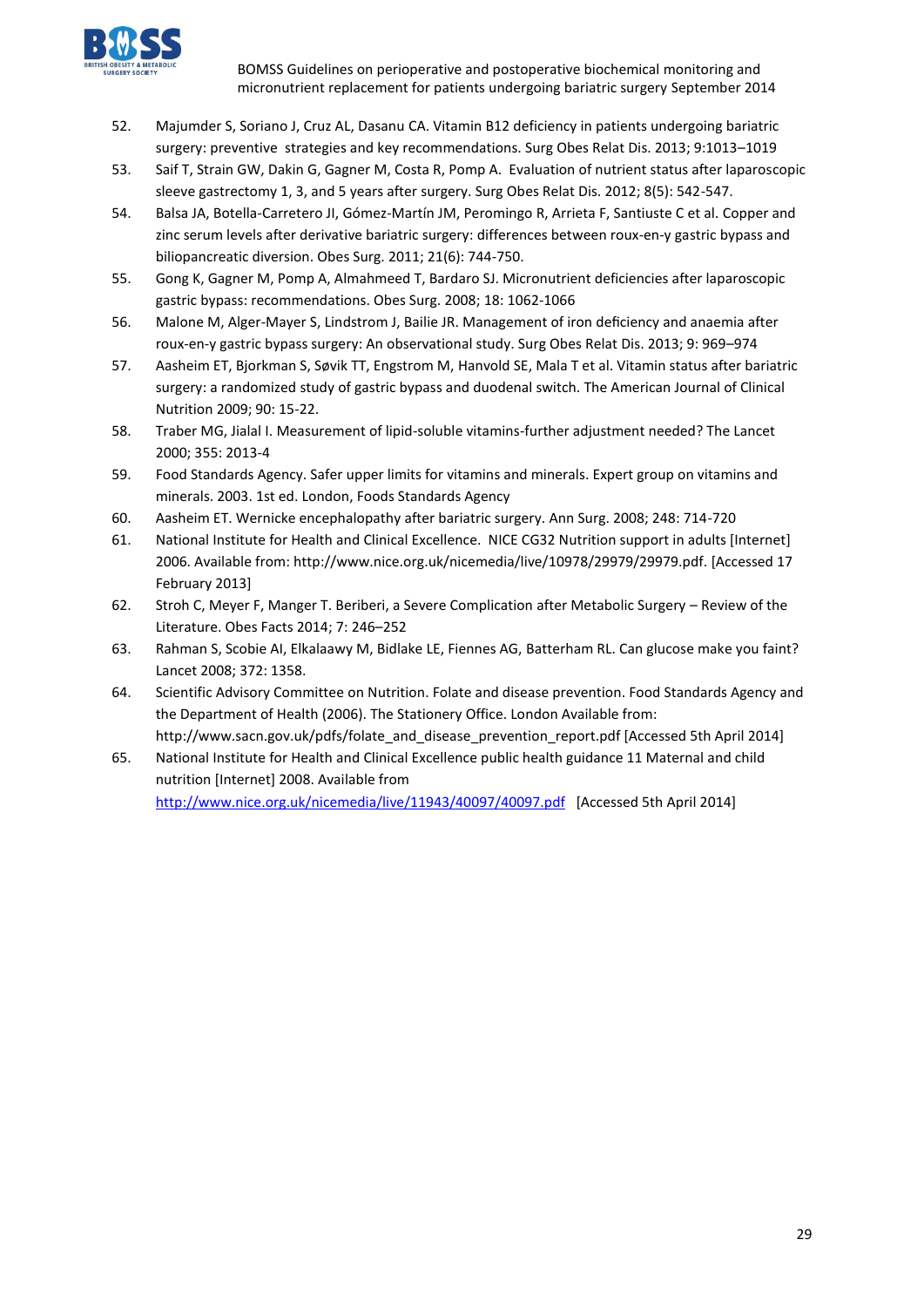52. Majumder S, Soriano J, Cruz AL, Dasanu CA. Vitamin B12 deficiency in patients undergoing bariatric surgery: preventive strategies and key recommendations. Surg Obes Relat Dis. 2013; 9:1013–1019
53. Saif T, Strain GW, Dakin G, Gagner M, Costa R, Pomp A. Evaluation of nutrient status after laparoscopic sleeve gastrectomy 1, 3, and 5 years after surgery. Surg Obes Relat Dis. 2012; 8(5): 542-547.
54. Balsa JA, Botella-Carretero JI, Gómez-Martín JM, Peromingo R, Arrieta F, Santiuste C et al. Copper and zinc serum levels after derivative bariatric surgery: differences between roux-en-y gastric bypass and biliopancreatic diversion. Obes Surg. 2011; 21(6): 744-750.
55. Gong K, Gagner M, Pomp A, Almahmeed T, Bardaro SJ. Micronutrient deficiencies after laparoscopic gastric bypass: recommendations. Obes Surg. 2008; 18: 1062-1066
56. Malone M, Alger-Mayer S, Lindstrom J, Bailie JR. Management of iron deficiency and anaemia after roux-en-y gastric bypass surgery: An observational study. Surg Obes Relat Dis. 2013; 9: 969–974
57. Aasheim ET, Bjorkman S, Søvik TT, Engstrom M, Hanvold SE, Mala T et al. Vitamin status after bariatric surgery: a randomized study of gastric bypass and duodenal switch. The American Journal of Clinical Nutrition 2009; 90: 15-22.
58. Traber MG, Jialal I. Measurement of lipid-soluble vitamins-further adjustment needed? The Lancet 2000; 355: 2013-4
59. Food Standards Agency. Safer upper limits for vitamins and minerals. Expert group on vitamins and minerals. 2003. 1st ed. London, Foods Standards Agency
60. Aasheim ET. Wernicke encephalopathy after bariatric surgery. Ann Surg. 2008; 248: 714-720
61. National Institute for Health and Clinical Excellence. NICE CG32 Nutrition support in adults [Internet] 2006. Available from: http://www.nice.org.uk/nicemedia/live/10978/29979/29979.pdf. [Accessed 17 February 2013]
62. Stroh C, Meyer F, Manger T. Beriberi, a Severe Complication after Metabolic Surgery – Review of the Literature. Obes Facts 2014; 7: 246–252
63. Rahman S, Scobie AI, Elkalaawy M, Bidlake LE, Fiennes AG, Batterham RL. Can glucose make you faint? Lancet 2008; 372: 1358.
64. Scientific Advisory Committee on Nutrition. Folate and disease prevention. Food Standards Agency and the Department of Health (2006). The Stationery Office. London Available from: http://www.sacn.gov.uk/pdfs/folate_and_disease_prevention_report.pdf [Accessed 5th April 2014]
65. National Institute for Health and Clinical Excellence public health guidance 11 Maternal and child nutrition [Internet] 2008. Available from http://www.nice.org.uk/nicemedia/live/11943/40097/40097.pdf [Accessed 5th April 2014]